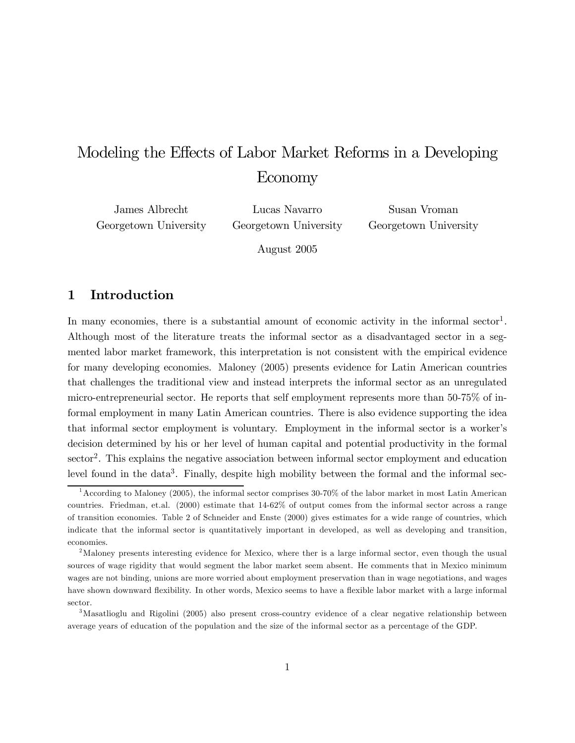# Modeling the Effects of Labor Market Reforms in a Developing Economy

James Albrecht
Georgetown University

Lucas Navarro
Georgetown University

Susan Vroman
Georgetown University

August 2005

## 1 Introduction

In many economies, there is a substantial amount of economic activity in the informal sector[1]. Although most of the literature treats the informal sector as a disadvantaged sector in a segmented labor market framework, this interpretation is not consistent with the empirical evidence for many developing economies. Maloney (2005) presents evidence for Latin American countries that challenges the traditional view and instead interprets the informal sector as an unregulated micro-entrepreneurial sector. He reports that self employment represents more than 50-75% of informal employment in many Latin American countries. There is also evidence supporting the idea that informal sector employment is voluntary. Employment in the informal sector is a worker's decision determined by his or her level of human capital and potential productivity in the formal sector[2]. This explains the negative association between informal sector employment and education level found in the data[3]. Finally, despite high mobility between the formal and the informal sec-

[1] According to Maloney (2005), the informal sector comprises 30-70% of the labor market in most Latin American countries. Friedman, et.al. (2000) estimate that 14-62% of output comes from the informal sector across a range of transition economies. Table 2 of Schneider and Enste (2000) gives estimates for a wide range of countries, which indicate that the informal sector is quantitatively important in developed, as well as developing and transition, economies.

[2] Maloney presents interesting evidence for Mexico, where ther is a large informal sector, even though the usual sources of wage rigidity that would segment the labor market seem absent. He comments that in Mexico minimum wages are not binding, unions are more worried about employment preservation than in wage negotiations, and wages have shown downward flexibility. In other words, Mexico seems to have a flexible labor market with a large informal sector.

[3] Masatlioglu and Rigolini (2005) also present cross-country evidence of a clear negative relationship between average years of education of the population and the size of the informal sector as a percentage of the GDP.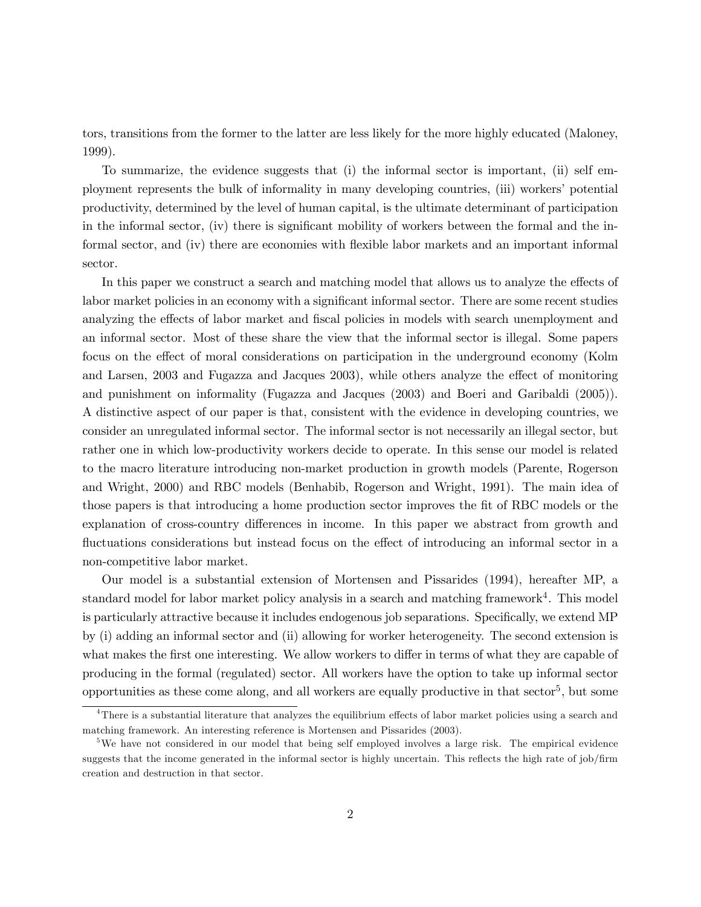tors, transitions from the former to the latter are less likely for the more highly educated (Maloney, 1999).

To summarize, the evidence suggests that (i) the informal sector is important, (ii) self employment represents the bulk of informality in many developing countries, (iii) workers' potential productivity, determined by the level of human capital, is the ultimate determinant of participation in the informal sector, (iv) there is significant mobility of workers between the formal and the informal sector, and (iv) there are economies with flexible labor markets and an important informal sector.

In this paper we construct a search and matching model that allows us to analyze the effects of labor market policies in an economy with a significant informal sector. There are some recent studies analyzing the effects of labor market and fiscal policies in models with search unemployment and an informal sector. Most of these share the view that the informal sector is illegal. Some papers focus on the effect of moral considerations on participation in the underground economy (Kolm and Larsen, 2003 and Fugazza and Jacques 2003), while others analyze the effect of monitoring and punishment on informality (Fugazza and Jacques (2003) and Boeri and Garibaldi (2005)). A distinctive aspect of our paper is that, consistent with the evidence in developing countries, we consider an unregulated informal sector. The informal sector is not necessarily an illegal sector, but rather one in which low-productivity workers decide to operate. In this sense our model is related to the macro literature introducing non-market production in growth models (Parente, Rogerson and Wright, 2000) and RBC models (Benhabib, Rogerson and Wright, 1991). The main idea of those papers is that introducing a home production sector improves the fit of RBC models or the explanation of cross-country differences in income. In this paper we abstract from growth and fluctuations considerations but instead focus on the effect of introducing an informal sector in a non-competitive labor market.

Our model is a substantial extension of Mortensen and Pissarides (1994), hereafter MP, a standard model for labor market policy analysis in a search and matching framework[4]. This model is particularly attractive because it includes endogenous job separations. Specifically, we extend MP by (i) adding an informal sector and (ii) allowing for worker heterogeneity. The second extension is what makes the first one interesting. We allow workers to differ in terms of what they are capable of producing in the formal (regulated) sector. All workers have the option to take up informal sector opportunities as these come along, and all workers are equally productive in that sector[5], but some

[4] There is a substantial literature that analyzes the equilibrium effects of labor market policies using a search and matching framework. An interesting reference is Mortensen and Pissarides (2003).

[5] We have not considered in our model that being self employed involves a large risk. The empirical evidence suggests that the income generated in the informal sector is highly uncertain. This reflects the high rate of job/firm creation and destruction in that sector.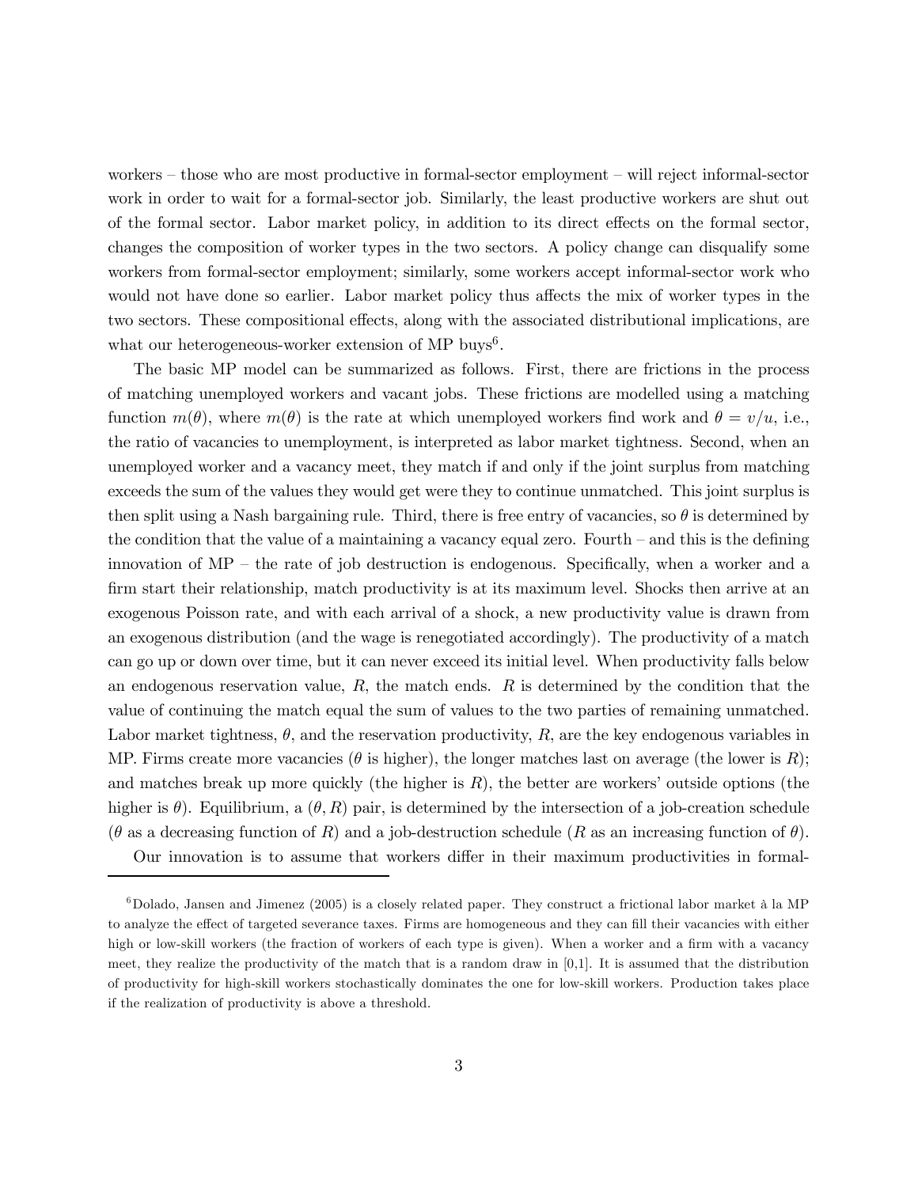workers – those who are most productive in formal-sector employment – will reject informal-sector work in order to wait for a formal-sector job. Similarly, the least productive workers are shut out of the formal sector. Labor market policy, in addition to its direct effects on the formal sector, changes the composition of worker types in the two sectors. A policy change can disqualify some workers from formal-sector employment; similarly, some workers accept informal-sector work who would not have done so earlier. Labor market policy thus affects the mix of worker types in the two sectors. These compositional effects, along with the associated distributional implications, are what our heterogeneous-worker extension of MP buys[6].

The basic MP model can be summarized as follows. First, there are frictions in the process of matching unemployed workers and vacant jobs. These frictions are modelled using a matching function $m(\theta)$, where $m(\theta)$ is the rate at which unemployed workers find work and $\theta = v/u$, i.e., the ratio of vacancies to unemployment, is interpreted as labor market tightness. Second, when an unemployed worker and a vacancy meet, they match if and only if the joint surplus from matching exceeds the sum of the values they would get were they to continue unmatched. This joint surplus is then split using a Nash bargaining rule. Third, there is free entry of vacancies, so $\theta$ is determined by the condition that the value of a maintaining a vacancy equal zero. Fourth – and this is the defining innovation of MP – the rate of job destruction is endogenous. Specifically, when a worker and a firm start their relationship, match productivity is at its maximum level. Shocks then arrive at an exogenous Poisson rate, and with each arrival of a shock, a new productivity value is drawn from an exogenous distribution (and the wage is renegotiated accordingly). The productivity of a match can go up or down over time, but it can never exceed its initial level. When productivity falls below an endogenous reservation value, $R$, the match ends. $R$ is determined by the condition that the value of continuing the match equal the sum of values to the two parties of remaining unmatched. Labor market tightness, $\theta$, and the reservation productivity, $R$, are the key endogenous variables in MP. Firms create more vacancies ($\theta$ is higher), the longer matches last on average (the lower is $R$); and matches break up more quickly (the higher is $R$), the better are workers' outside options (the higher is $\theta$). Equilibrium, a $(\theta, R)$ pair, is determined by the intersection of a job-creation schedule ($\theta$ as a decreasing function of $R$) and a job-destruction schedule ($R$ as an increasing function of $\theta$).

Our innovation is to assume that workers differ in their maximum productivities in formal-

[6] Dolado, Jansen and Jimenez (2005) is a closely related paper. They construct a frictional labor market à la MP to analyze the effect of targeted severance taxes. Firms are homogeneous and they can fill their vacancies with either high or low-skill workers (the fraction of workers of each type is given). When a worker and a firm with a vacancy meet, they realize the productivity of the match that is a random draw in [0,1]. It is assumed that the distribution of productivity for high-skill workers stochastically dominates the one for low-skill workers. Production takes place if the realization of productivity is above a threshold.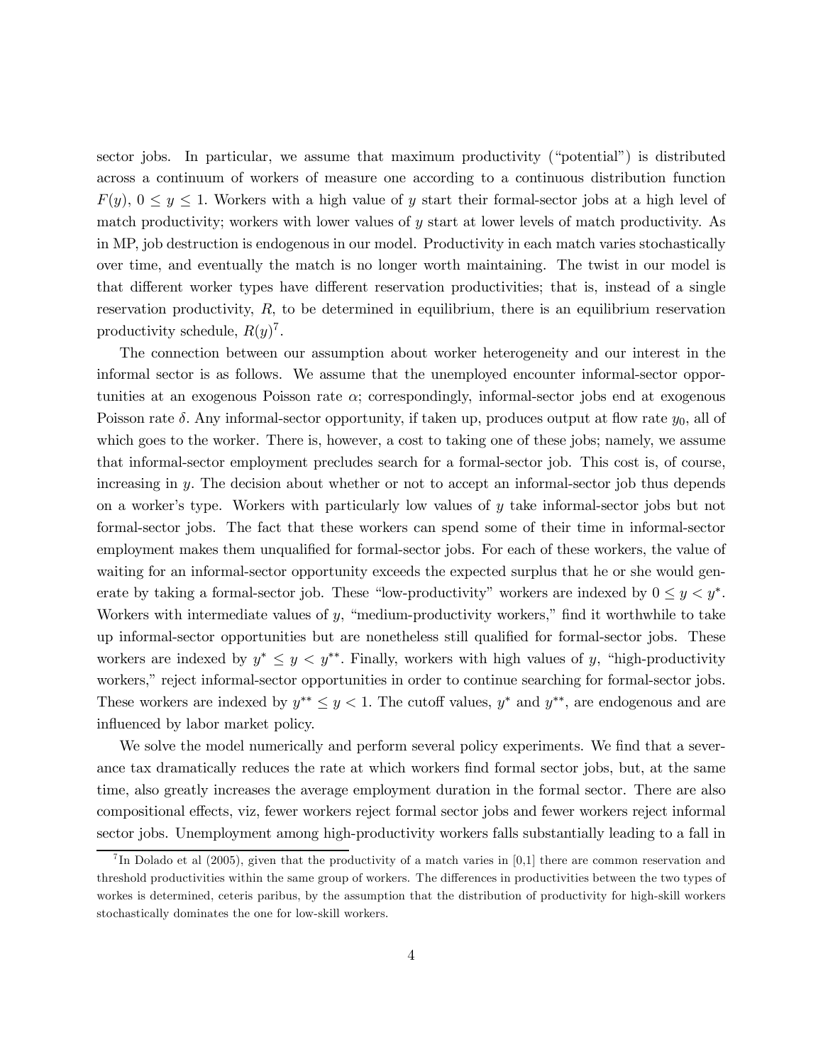sector jobs. In particular, we assume that maximum productivity ("potential") is distributed across a continuum of workers of measure one according to a continuous distribution function $F(y)$, $0 \leq y \leq 1$. Workers with a high value of $y$ start their formal-sector jobs at a high level of match productivity; workers with lower values of $y$ start at lower levels of match productivity. As in MP, job destruction is endogenous in our model. Productivity in each match varies stochastically over time, and eventually the match is no longer worth maintaining. The twist in our model is that different worker types have different reservation productivities; that is, instead of a single reservation productivity, $R$, to be determined in equilibrium, there is an equilibrium reservation productivity schedule, $R(y)$[7].

The connection between our assumption about worker heterogeneity and our interest in the informal sector is as follows. We assume that the unemployed encounter informal-sector opportunities at an exogenous Poisson rate $\alpha$; correspondingly, informal-sector jobs end at exogenous Poisson rate $\delta$. Any informal-sector opportunity, if taken up, produces output at flow rate $y_0$, all of which goes to the worker. There is, however, a cost to taking one of these jobs; namely, we assume that informal-sector employment precludes search for a formal-sector job. This cost is, of course, increasing in $y$. The decision about whether or not to accept an informal-sector job thus depends on a worker's type. Workers with particularly low values of $y$ take informal-sector jobs but not formal-sector jobs. The fact that these workers can spend some of their time in informal-sector employment makes them unqualified for formal-sector jobs. For each of these workers, the value of waiting for an informal-sector opportunity exceeds the expected surplus that he or she would generate by taking a formal-sector job. These "low-productivity" workers are indexed by $0 \leq y < y^*$. Workers with intermediate values of $y$, "medium-productivity workers," find it worthwhile to take up informal-sector opportunities but are nonetheless still qualified for formal-sector jobs. These workers are indexed by $y^* \leq y < y^{**}$. Finally, workers with high values of $y$, "high-productivity workers," reject informal-sector opportunities in order to continue searching for formal-sector jobs. These workers are indexed by $y^{**} \leq y < 1$. The cutoff values, $y^*$ and $y^{**}$, are endogenous and are influenced by labor market policy.

We solve the model numerically and perform several policy experiments. We find that a severance tax dramatically reduces the rate at which workers find formal sector jobs, but, at the same time, also greatly increases the average employment duration in the formal sector. There are also compositional effects, viz, fewer workers reject formal sector jobs and fewer workers reject informal sector jobs. Unemployment among high-productivity workers falls substantially leading to a fall in

[7] In Dolado et al (2005), given that the productivity of a match varies in [0,1] there are common reservation and threshold productivities within the same group of workers. The differences in productivities between the two types of workes is determined, ceteris paribus, by the assumption that the distribution of productivity for high-skill workers stochastically dominates the one for low-skill workers.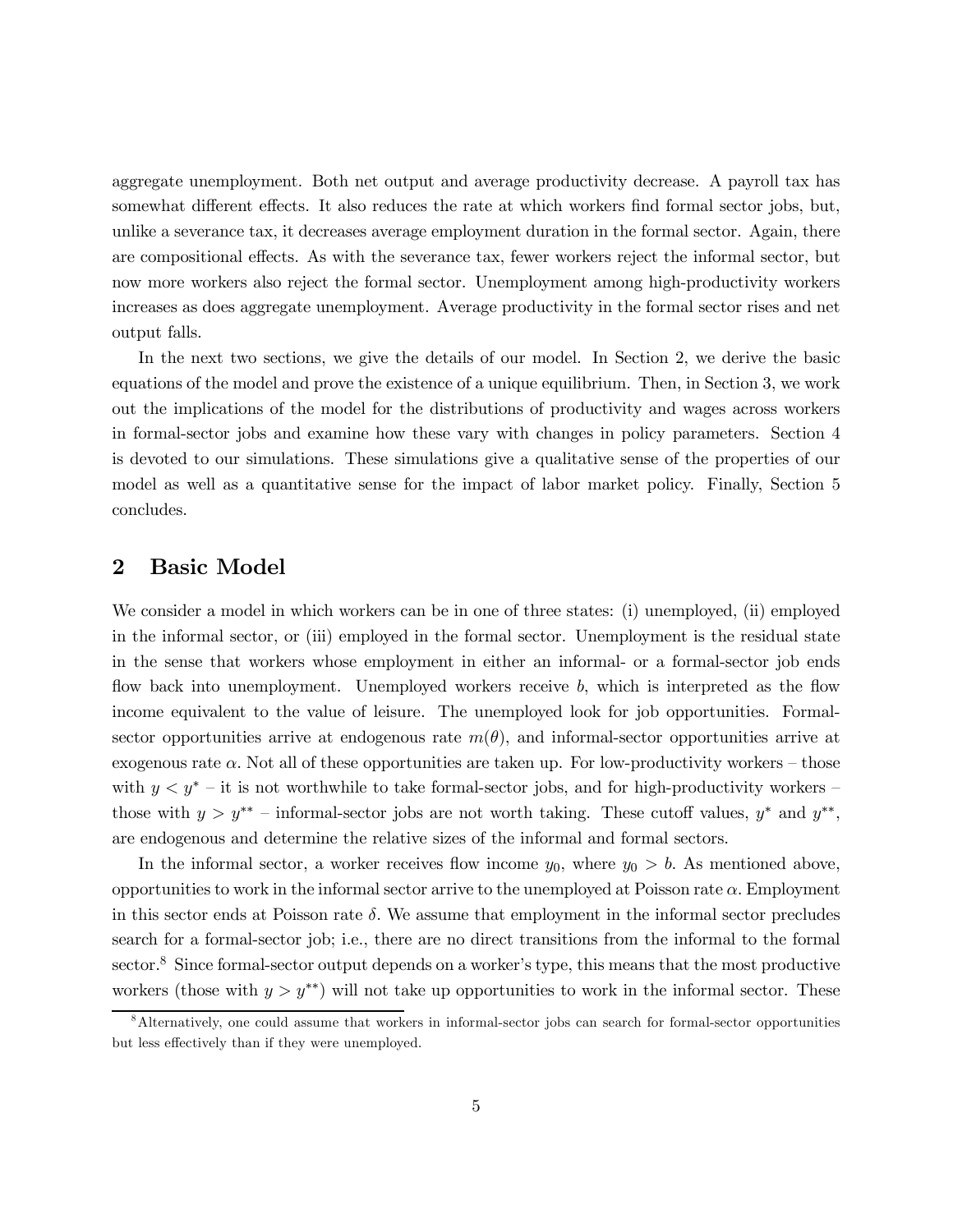aggregate unemployment. Both net output and average productivity decrease. A payroll tax has somewhat different effects. It also reduces the rate at which workers find formal sector jobs, but, unlike a severance tax, it decreases average employment duration in the formal sector. Again, there are compositional effects. As with the severance tax, fewer workers reject the informal sector, but now more workers also reject the formal sector. Unemployment among high-productivity workers increases as does aggregate unemployment. Average productivity in the formal sector rises and net output falls.

In the next two sections, we give the details of our model. In Section 2, we derive the basic equations of the model and prove the existence of a unique equilibrium. Then, in Section 3, we work out the implications of the model for the distributions of productivity and wages across workers in formal-sector jobs and examine how these vary with changes in policy parameters. Section 4 is devoted to our simulations. These simulations give a qualitative sense of the properties of our model as well as a quantitative sense for the impact of labor market policy. Finally, Section 5 concludes.

## 2 Basic Model

We consider a model in which workers can be in one of three states: (i) unemployed, (ii) employed in the informal sector, or (iii) employed in the formal sector. Unemployment is the residual state in the sense that workers whose employment in either an informal- or a formal-sector job ends flow back into unemployment. Unemployed workers receive $b$, which is interpreted as the flow income equivalent to the value of leisure. The unemployed look for job opportunities. Formal-sector opportunities arrive at endogenous rate $m(\theta)$, and informal-sector opportunities arrive at exogenous rate $\alpha$. Not all of these opportunities are taken up. For low-productivity workers – those with $y < y^*$ – it is not worthwhile to take formal-sector jobs, and for high-productivity workers – those with $y > y^{**}$ – informal-sector jobs are not worth taking. These cutoff values, $y^*$ and $y^{**}$, are endogenous and determine the relative sizes of the informal and formal sectors.

In the informal sector, a worker receives flow income $y_0$, where $y_0 > b$. As mentioned above, opportunities to work in the informal sector arrive to the unemployed at Poisson rate $\alpha$. Employment in this sector ends at Poisson rate $\delta$. We assume that employment in the informal sector precludes search for a formal-sector job; i.e., there are no direct transitions from the informal to the formal sector.[8] Since formal-sector output depends on a worker's type, this means that the most productive workers (those with $y > y^{**}$) will not take up opportunities to work in the informal sector. These

[8] Alternatively, one could assume that workers in informal-sector jobs can search for formal-sector opportunities but less effectively than if they were unemployed.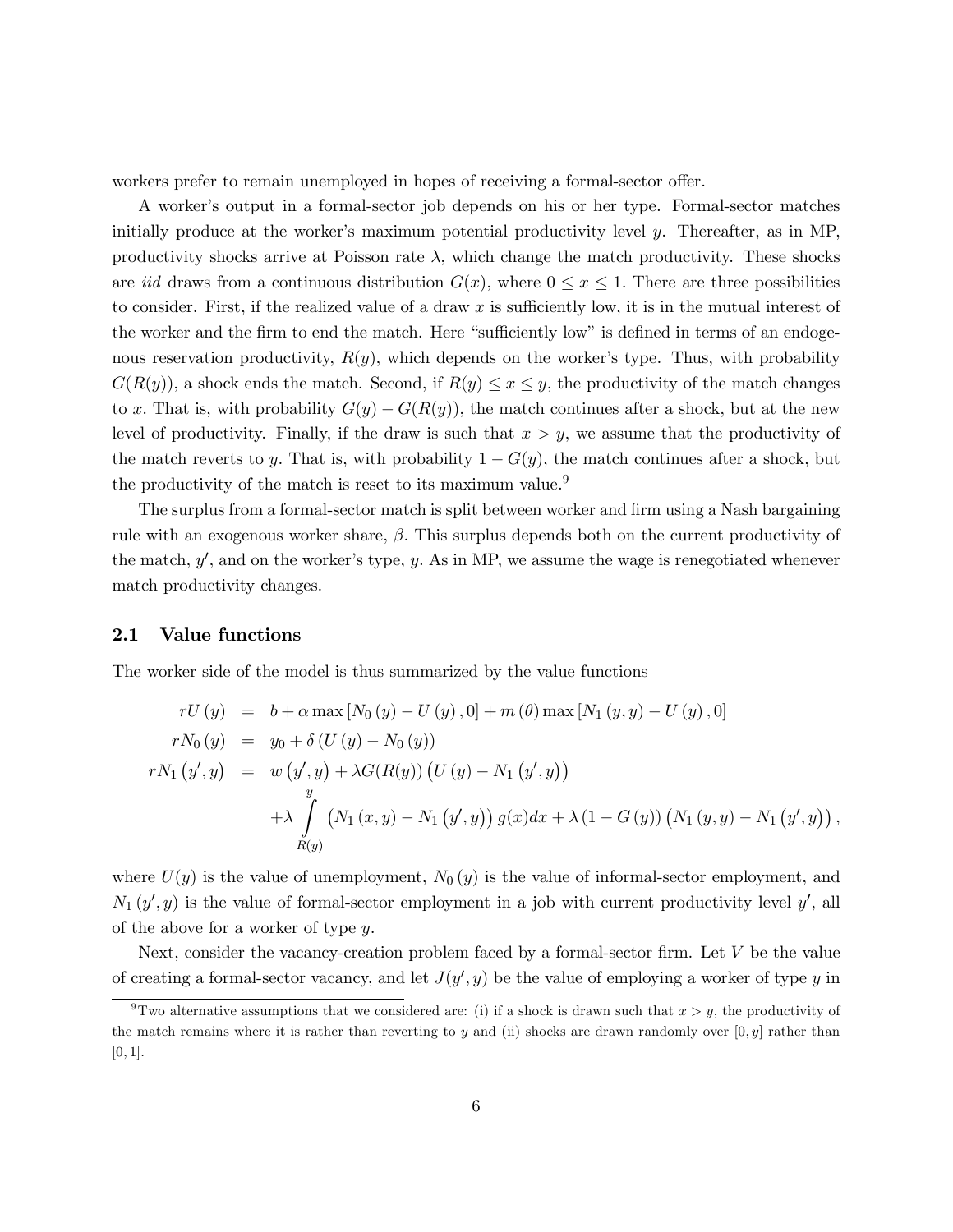workers prefer to remain unemployed in hopes of receiving a formal-sector offer.

A worker's output in a formal-sector job depends on his or her type. Formal-sector matches initially produce at the worker's maximum potential productivity level $y$. Thereafter, as in MP, productivity shocks arrive at Poisson rate $\lambda$, which change the match productivity. These shocks are *iid* draws from a continuous distribution $G(x)$, where $0 \leq x \leq 1$. There are three possibilities to consider. First, if the realized value of a draw $x$ is sufficiently low, it is in the mutual interest of the worker and the firm to end the match. Here "sufficiently low" is defined in terms of an endogenous reservation productivity, $R(y)$, which depends on the worker's type. Thus, with probability $G(R(y))$, a shock ends the match. Second, if $R(y) \leq x \leq y$, the productivity of the match changes to $x$. That is, with probability $G(y) - G(R(y))$, the match continues after a shock, but at the new level of productivity. Finally, if the draw is such that $x > y$, we assume that the productivity of the match reverts to $y$. That is, with probability $1 - G(y)$, the match continues after a shock, but the productivity of the match is reset to its maximum value.[9]

The surplus from a formal-sector match is split between worker and firm using a Nash bargaining rule with an exogenous worker share, $\beta$. This surplus depends both on the current productivity of the match, $y'$, and on the worker's type, $y$. As in MP, we assume the wage is renegotiated whenever match productivity changes.

## 2.1 Value functions

The worker side of the model is thus summarized by the value functions

$$
\begin{aligned}
rU(y) &= b + \alpha \max\left[N_0(y) - U(y), 0\right] + m(\theta) \max\left[N_1(y, y) - U(y), 0\right] \\
rN_0(y) &= y_0 + \delta\left(U(y) - N_0(y)\right) \\
rN_1(y', y) &= w(y', y) + \lambda G(R(y))\left(U(y) - N_1(y', y)\right) \\
&\quad + \lambda \int_{R(y)}^{y} \left(N_1(x, y) - N_1(y', y)\right) g(x)dx + \lambda\left(1 - G(y)\right)\left(N_1(y, y) - N_1(y', y)\right),
\end{aligned}
$$

where $U(y)$ is the value of unemployment, $N_0(y)$ is the value of informal-sector employment, and $N_1(y', y)$ is the value of formal-sector employment in a job with current productivity level $y'$, all of the above for a worker of type $y$.

Next, consider the vacancy-creation problem faced by a formal-sector firm. Let $V$ be the value of creating a formal-sector vacancy, and let $J(y', y)$ be the value of employing a worker of type $y$ in

---

[9] Two alternative assumptions that we considered are: (i) if a shock is drawn such that $x > y$, the productivity of the match remains where it is rather than reverting to $y$ and (ii) shocks are drawn randomly over $[0, y]$ rather than $[0, 1]$.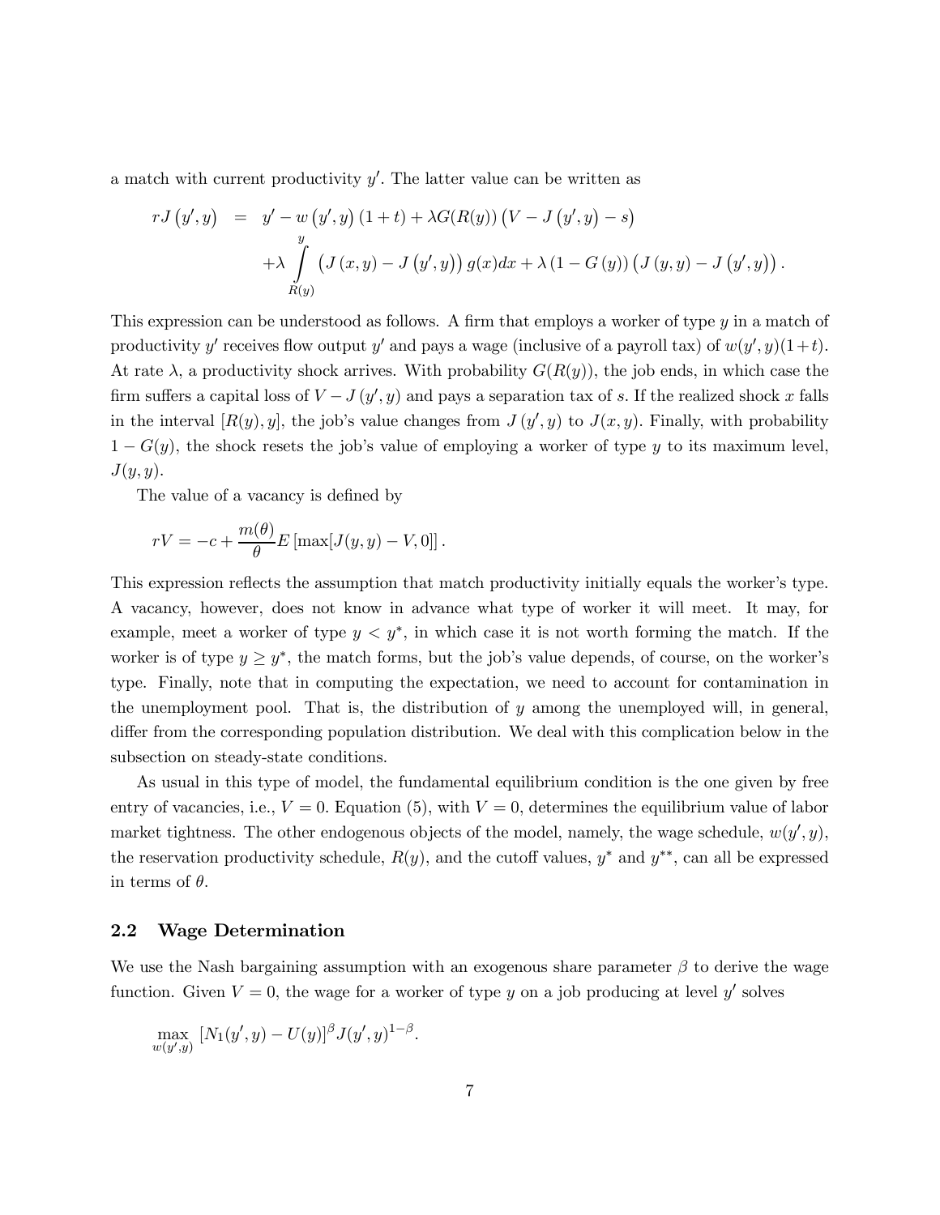a match with current productivity $y'$. The latter value can be written as

$$
\begin{aligned}
rJ\left(y',y\right) &= y' - w\left(y',y\right)(1+t) + \lambda G(R(y))\left(V - J\left(y',y\right) - s\right) \\
&\quad + \lambda \int_{R(y)}^{y} \left(J\left(x,y\right) - J\left(y',y\right)\right) g(x)dx + \lambda\left(1 - G\left(y\right)\right)\left(J\left(y,y\right) - J\left(y',y\right)\right).
\end{aligned}
$$

This expression can be understood as follows. A firm that employs a worker of type $y$ in a match of productivity $y'$ receives flow output $y'$ and pays a wage (inclusive of a payroll tax) of $w(y',y)(1+t)$. At rate $\lambda$, a productivity shock arrives. With probability $G(R(y))$, the job ends, in which case the firm suffers a capital loss of $V - J\left(y',y\right)$ and pays a separation tax of $s$. If the realized shock $x$ falls in the interval $[R(y),y]$, the job's value changes from $J\left(y',y\right)$ to $J(x,y)$. Finally, with probability $1 - G(y)$, the shock resets the job's value of employing a worker of type $y$ to its maximum level, $J(y,y)$.

The value of a vacancy is defined by

$$
rV = -c + \frac{m(\theta)}{\theta} E\left[\max[J(y,y) - V, 0]\right].
$$

This expression reflects the assumption that match productivity initially equals the worker's type. A vacancy, however, does not know in advance what type of worker it will meet. It may, for example, meet a worker of type $y < y^*$, in which case it is not worth forming the match. If the worker is of type $y \geq y^*$, the match forms, but the job's value depends, of course, on the worker's type. Finally, note that in computing the expectation, we need to account for contamination in the unemployment pool. That is, the distribution of $y$ among the unemployed will, in general, differ from the corresponding population distribution. We deal with this complication below in the subsection on steady-state conditions.

As usual in this type of model, the fundamental equilibrium condition is the one given by free entry of vacancies, i.e., $V = 0$. Equation (5), with $V = 0$, determines the equilibrium value of labor market tightness. The other endogenous objects of the model, namely, the wage schedule, $w(y',y)$, the reservation productivity schedule, $R(y)$, and the cutoff values, $y^*$ and $y^{**}$, can all be expressed in terms of $\theta$.

## 2.2 Wage Determination

We use the Nash bargaining assumption with an exogenous share parameter $\beta$ to derive the wage function. Given $V = 0$, the wage for a worker of type $y$ on a job producing at level $y'$ solves

$$
\max_{w(y',y)} \left[N_1(y',y) - U(y)\right]^{\beta} J(y',y)^{1-\beta}.
$$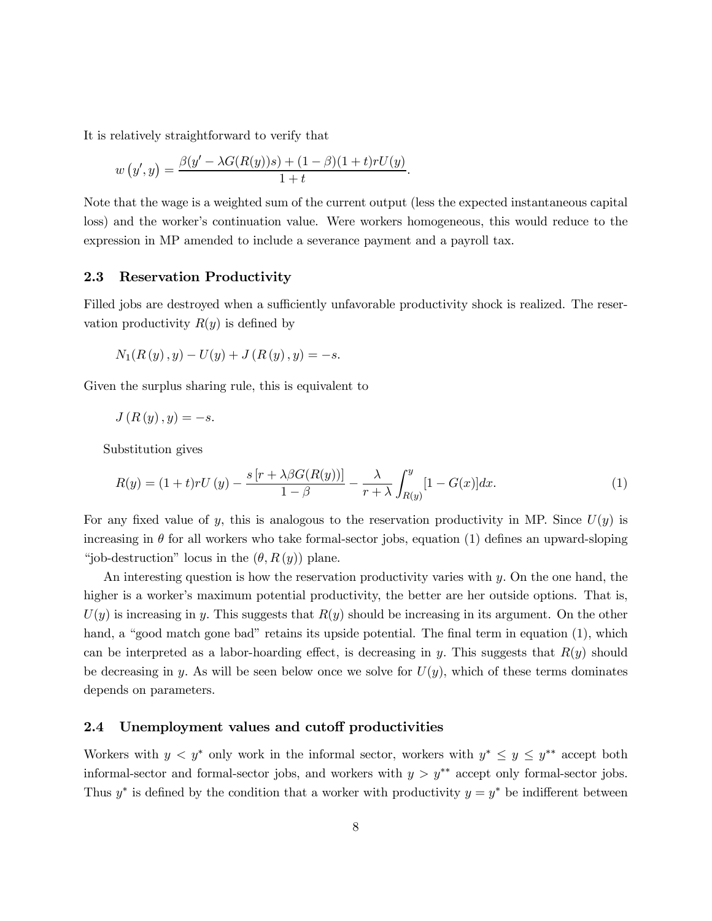It is relatively straightforward to verify that

$$w\left(y',y\right)=\frac{\beta(y'-\lambda G(R(y))s)+(1-\beta)(1+t)rU(y)}{1+t}.$$

Note that the wage is a weighted sum of the current output (less the expected instantaneous capital loss) and the worker's continuation value. Were workers homogeneous, this would reduce to the expression in MP amended to include a severance payment and a payroll tax.

### 2.3 Reservation Productivity

Filled jobs are destroyed when a sufficiently unfavorable productivity shock is realized. The reservation productivity $R(y)$ is defined by

$$N_1(R\left(y\right),y)-U(y)+J\left(R\left(y\right),y\right)=-s.$$

Given the surplus sharing rule, this is equivalent to

$$J\left(R\left(y\right),y\right)=-s.$$

Substitution gives

$$R(y)=(1+t)rU\left(y\right)-\frac{s\left[r+\lambda\beta G(R(y))\right]}{1-\beta}-\frac{\lambda}{r+\lambda}\int_{R(y)}^{y}[1-G(x)]dx. \tag{1}$$

For any fixed value of $y$, this is analogous to the reservation productivity in MP. Since $U(y)$ is increasing in $\theta$ for all workers who take formal-sector jobs, equation (1) defines an upward-sloping "job-destruction" locus in the $(\theta,R\left(y\right))$ plane.

An interesting question is how the reservation productivity varies with $y$. On the one hand, the higher is a worker's maximum potential productivity, the better are her outside options. That is, $U(y)$ is increasing in $y$. This suggests that $R(y)$ should be increasing in its argument. On the other hand, a "good match gone bad" retains its upside potential. The final term in equation (1), which can be interpreted as a labor-hoarding effect, is decreasing in $y$. This suggests that $R(y)$ should be decreasing in $y$. As will be seen below once we solve for $U(y)$, which of these terms dominates depends on parameters.

### 2.4 Unemployment values and cutoff productivities

Workers with $y<y^{*}$ only work in the informal sector, workers with $y^{*}\leq y\leq y^{**}$ accept both informal-sector and formal-sector jobs, and workers with $y>y^{**}$ accept only formal-sector jobs. Thus $y^{*}$ is defined by the condition that a worker with productivity $y=y^{*}$ be indifferent between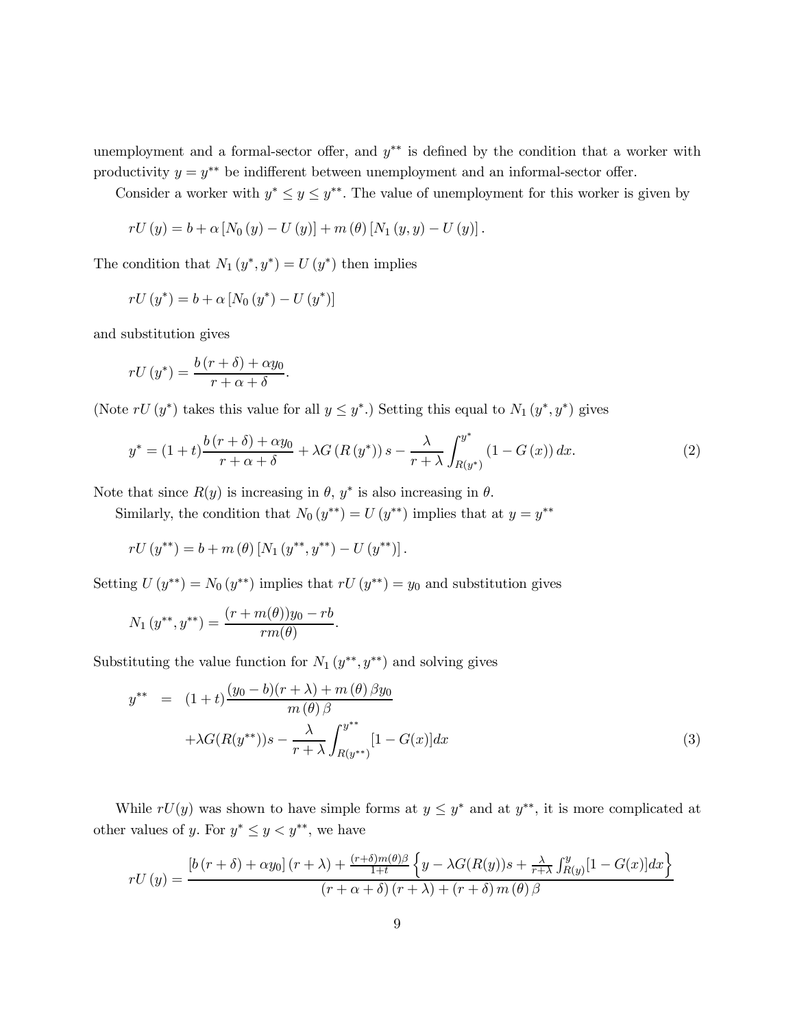unemployment and a formal-sector offer, and $y^{**}$ is defined by the condition that a worker with productivity $y = y^{**}$ be indifferent between unemployment and an informal-sector offer.

Consider a worker with $y^* \leq y \leq y^{**}$. The value of unemployment for this worker is given by

$$rU(y) = b + \alpha [N_0(y) - U(y)] + m(\theta)[N_1(y, y) - U(y)].$$

The condition that $N_1(y^*, y^*) = U(y^*)$ then implies

$$rU(y^*) = b + \alpha [N_0(y^*) - U(y^*)]$$

and substitution gives

$$rU(y^*) = \frac{b(r + \delta) + \alpha y_0}{r + \alpha + \delta}.$$

(Note $rU(y^*)$ takes this value for all $y \leq y^*$.) Setting this equal to $N_1(y^*, y^*)$ gives

$$y^* = (1 + t)\frac{b(r + \delta) + \alpha y_0}{r + \alpha + \delta} + \lambda G(R(y^*))s - \frac{\lambda}{r + \lambda}\int_{R(y^*)}^{y^*} (1 - G(x))\,dx. \tag{2}$$

Note that since $R(y)$ is increasing in $\theta$, $y^*$ is also increasing in $\theta$.

Similarly, the condition that $N_0(y^{**}) = U(y^{**})$ implies that at $y = y^{**}$

$$rU(y^{**}) = b + m(\theta)[N_1(y^{**}, y^{**}) - U(y^{**})].$$

Setting $U(y^{**}) = N_0(y^{**})$ implies that $rU(y^{**}) = y_0$ and substitution gives

$$N_1(y^{**}, y^{**}) = \frac{(r + m(\theta))y_0 - rb}{rm(\theta)}.$$

Substituting the value function for $N_1(y^{**}, y^{**})$ and solving gives

$$\begin{aligned} y^{**} &= (1 + t)\frac{(y_0 - b)(r + \lambda) + m(\theta)\beta y_0}{m(\theta)\beta} \\ &\quad + \lambda G(R(y^{**}))s - \frac{\lambda}{r + \lambda}\int_{R(y^{**})}^{y^{**}} [1 - G(x)]dx \end{aligned} \tag{3}$$

While $rU(y)$ was shown to have simple forms at $y \leq y^*$ and at $y^{**}$, it is more complicated at other values of $y$. For $y^* \leq y < y^{**}$, we have

$$rU(y) = \frac{[b(r + \delta) + \alpha y_0](r + \lambda) + \frac{(r+\delta)m(\theta)\beta}{1+t}\left\{y - \lambda G(R(y))s + \frac{\lambda}{r+\lambda}\int_{R(y)}^{y}[1 - G(x)]dx\right\}}{(r + \alpha + \delta)(r + \lambda) + (r + \delta)m(\theta)\beta}$$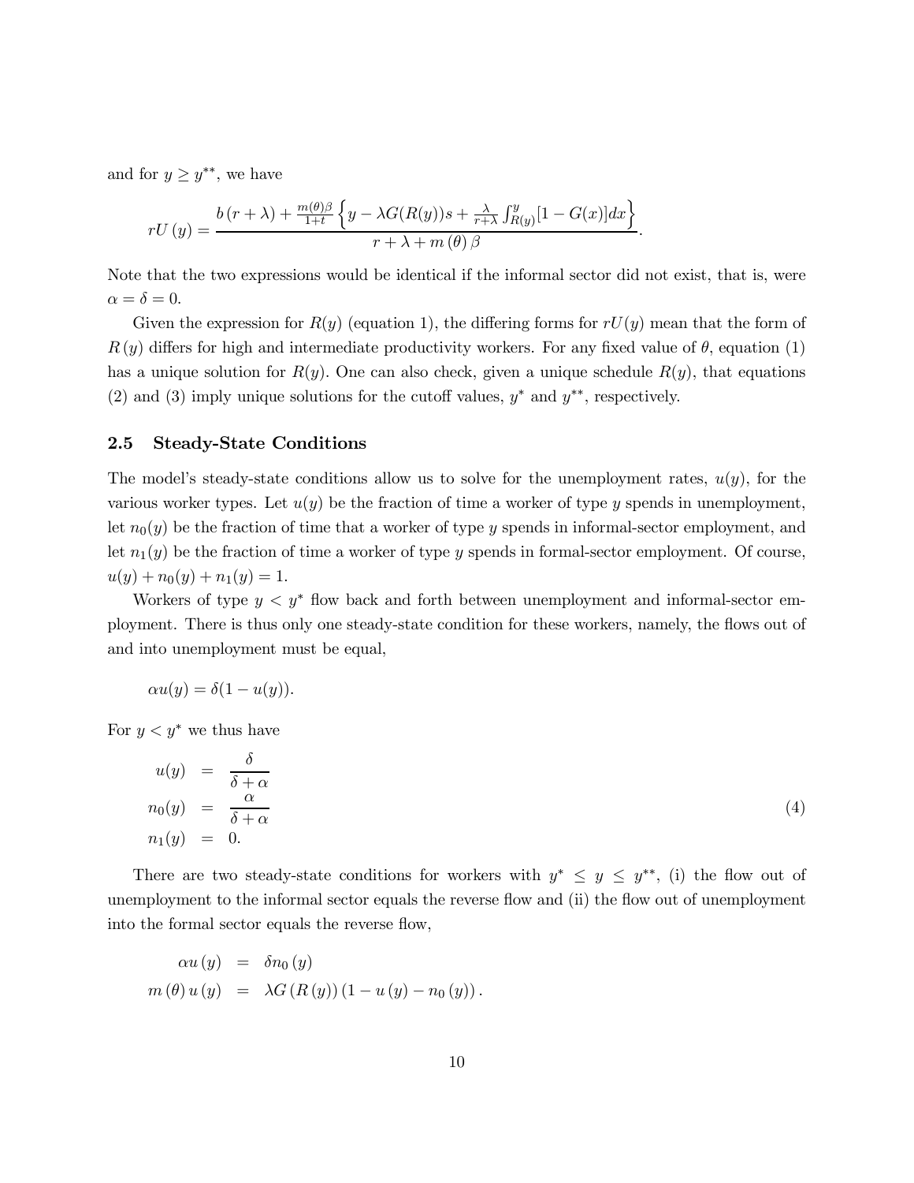and for $y \geq y^{**}$, we have

$$rU(y) = \frac{b(r+\lambda) + \frac{m(\theta)\beta}{1+t}\left\{y - \lambda G(R(y))s + \frac{\lambda}{r+\lambda}\int_{R(y)}^{y}[1-G(x)]dx\right\}}{r+\lambda+m(\theta)\beta}.$$

Note that the two expressions would be identical if the informal sector did not exist, that is, were $\alpha = \delta = 0$.

Given the expression for $R(y)$ (equation 1), the differing forms for $rU(y)$ mean that the form of $R(y)$ differs for high and intermediate productivity workers. For any fixed value of $\theta$, equation (1) has a unique solution for $R(y)$. One can also check, given a unique schedule $R(y)$, that equations (2) and (3) imply unique solutions for the cutoff values, $y^*$ and $y^{**}$, respectively.

### 2.5 Steady-State Conditions

The model's steady-state conditions allow us to solve for the unemployment rates, $u(y)$, for the various worker types. Let $u(y)$ be the fraction of time a worker of type $y$ spends in unemployment, let $n_0(y)$ be the fraction of time that a worker of type $y$ spends in informal-sector employment, and let $n_1(y)$ be the fraction of time a worker of type $y$ spends in formal-sector employment. Of course, $u(y) + n_0(y) + n_1(y) = 1$.

Workers of type $y < y^*$ flow back and forth between unemployment and informal-sector employment. There is thus only one steady-state condition for these workers, namely, the flows out of and into unemployment must be equal,

$$\alpha u(y) = \delta(1 - u(y)).$$

For $y < y^*$ we thus have

$$\begin{aligned} u(y) &= \frac{\delta}{\delta+\alpha} \\ n_0(y) &= \frac{\alpha}{\delta+\alpha} \\ n_1(y) &= 0. \end{aligned} \tag{4}$$

There are two steady-state conditions for workers with $y^* \leq y \leq y^{**}$, (i) the flow out of unemployment to the informal sector equals the reverse flow and (ii) the flow out of unemployment into the formal sector equals the reverse flow,

$$\begin{aligned} \alpha u(y) &= \delta n_0(y) \\ m(\theta)u(y) &= \lambda G(R(y))(1 - u(y) - n_0(y)). \end{aligned}$$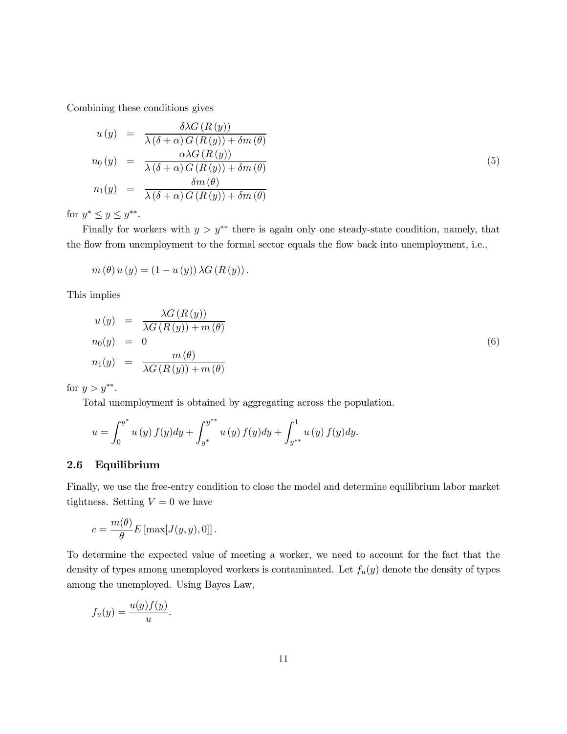Combining these conditions gives

$$
\begin{aligned}
u(y) &= \frac{\delta\lambda G(R(y))}{\lambda(\delta+\alpha)G(R(y))+\delta m(\theta)} \\
n_0(y) &= \frac{\alpha\lambda G(R(y))}{\lambda(\delta+\alpha)G(R(y))+\delta m(\theta)} \\
n_1(y) &= \frac{\delta m(\theta)}{\lambda(\delta+\alpha)G(R(y))+\delta m(\theta)}
\end{aligned}
\tag{5}
$$

for $y^* \leq y \leq y^{**}$.

Finally for workers with $y > y^{**}$ there is again only one steady-state condition, namely, that the flow from unemployment to the formal sector equals the flow back into unemployment, i.e.,

$$
m(\theta)u(y) = (1-u(y))\lambda G(R(y)).
$$

This implies

$$
\begin{aligned}
u(y) &= \frac{\lambda G(R(y))}{\lambda G(R(y))+m(\theta)} \\
n_0(y) &= 0 \\
n_1(y) &= \frac{m(\theta)}{\lambda G(R(y))+m(\theta)}
\end{aligned}
\tag{6}
$$

for $y > y^{**}$.

Total unemployment is obtained by aggregating across the population.

$$
u = \int_0^{y^*} u(y) f(y)dy + \int_{y^*}^{y^{**}} u(y) f(y)dy + \int_{y^{**}}^{1} u(y) f(y)dy.
$$

## 2.6 Equilibrium

Finally, we use the free-entry condition to close the model and determine equilibrium labor market tightness. Setting $V = 0$ we have

$$
c = \frac{m(\theta)}{\theta} E\left[\max[J(y,y),0]\right].
$$

To determine the expected value of meeting a worker, we need to account for the fact that the density of types among unemployed workers is contaminated. Let $f_u(y)$ denote the density of types among the unemployed. Using Bayes Law,

$$
f_u(y) = \frac{u(y)f(y)}{u}.
$$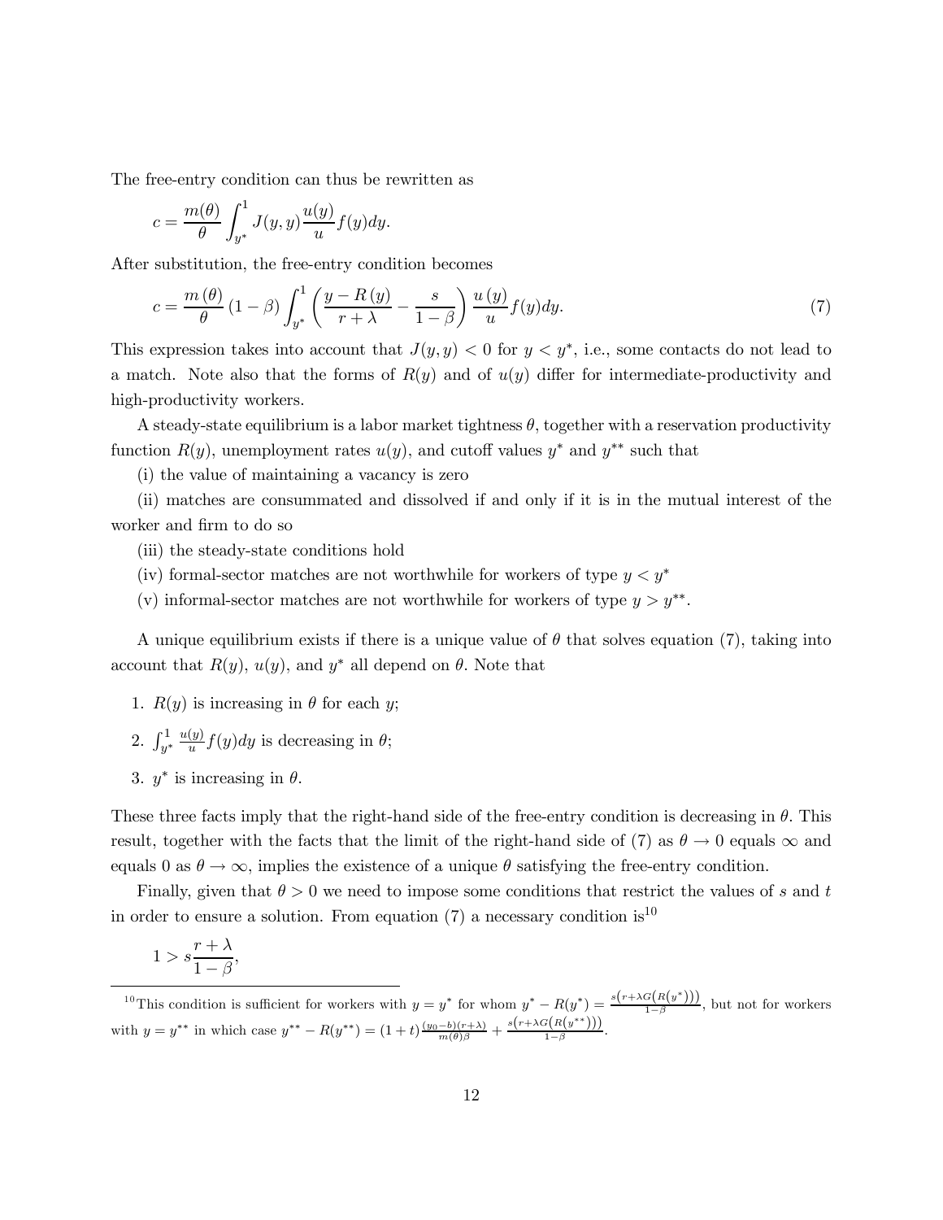The free-entry condition can thus be rewritten as

$$c = \frac{m(\theta)}{\theta} \int_{y^*}^{1} J(y, y) \frac{u(y)}{u} f(y) dy.$$

After substitution, the free-entry condition becomes

$$c = \frac{m(\theta)}{\theta} (1 - \beta) \int_{y^*}^{1} \left( \frac{y - R(y)}{r + \lambda} - \frac{s}{1 - \beta} \right) \frac{u(y)}{u} f(y) dy. \tag{7}$$

This expression takes into account that $J(y, y) < 0$ for $y < y^*$, i.e., some contacts do not lead to a match. Note also that the forms of $R(y)$ and of $u(y)$ differ for intermediate-productivity and high-productivity workers.

A steady-state equilibrium is a labor market tightness $\theta$, together with a reservation productivity function $R(y)$, unemployment rates $u(y)$, and cutoff values $y^*$ and $y^{**}$ such that

(i) the value of maintaining a vacancy is zero

(ii) matches are consummated and dissolved if and only if it is in the mutual interest of the worker and firm to do so

(iii) the steady-state conditions hold

(iv) formal-sector matches are not worthwhile for workers of type $y < y^*$

(v) informal-sector matches are not worthwhile for workers of type $y > y^{**}$.

A unique equilibrium exists if there is a unique value of $\theta$ that solves equation (7), taking into account that $R(y)$, $u(y)$, and $y^*$ all depend on $\theta$. Note that

1. $R(y)$ is increasing in $\theta$ for each $y$;
2. $\int_{y^*}^{1} \frac{u(y)}{u} f(y) dy$ is decreasing in $\theta$;
3. $y^*$ is increasing in $\theta$.

These three facts imply that the right-hand side of the free-entry condition is decreasing in $\theta$. This result, together with the facts that the limit of the right-hand side of (7) as $\theta \to 0$ equals $\infty$ and equals 0 as $\theta \to \infty$, implies the existence of a unique $\theta$ satisfying the free-entry condition.

Finally, given that $\theta > 0$ we need to impose some conditions that restrict the values of $s$ and $t$ in order to ensure a solution. From equation (7) a necessary condition is[10]

$$1 > s \frac{r + \lambda}{1 - \beta},$$

[10] This condition is sufficient for workers with $y = y^*$ for whom $y^* - R(y^*) = \frac{s\left(r + \lambda G\left(R\left(y^*\right)\right)\right)}{1 - \beta}$, but not for workers with $y = y^{**}$ in which case $y^{**} - R(y^{**}) = (1 + t) \frac{(y_0 - b)(r + \lambda)}{m(\theta)\beta} + \frac{s\left(r + \lambda G\left(R\left(y^{**}\right)\right)\right)}{1 - \beta}$.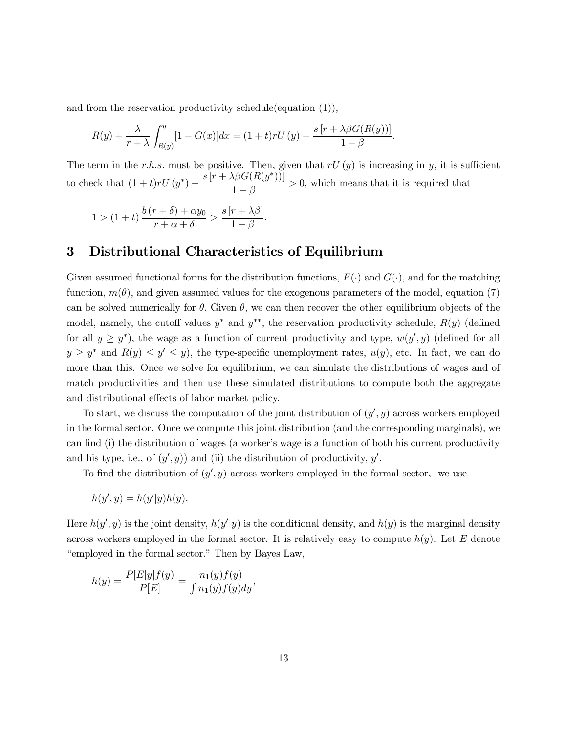and from the reservation productivity schedule(equation (1)),

$$R(y) + \frac{\lambda}{r+\lambda}\int_{R(y)}^{y}[1-G(x)]dx = (1+t)rU\,(y) - \frac{s\,[r+\lambda\beta G(R(y))]}{1-\beta}.$$

The term in the *r.h.s.* must be positive. Then, given that $rU\,(y)$ is increasing in $y$, it is sufficient to check that $(1+t)rU\,(y^{*}) - \dfrac{s\,[r+\lambda\beta G(R(y^{*}))]}{1-\beta} > 0$, which means that it is required that

$$1 > (1+t)\,\frac{b\,(r+\delta)+\alpha y_0}{r+\alpha+\delta} > \frac{s\,[r+\lambda\beta]}{1-\beta}.$$

# 3 Distributional Characteristics of Equilibrium

Given assumed functional forms for the distribution functions, $F(\cdot)$ and $G(\cdot)$, and for the matching function, $m(\theta)$, and given assumed values for the exogenous parameters of the model, equation (7) can be solved numerically for $\theta$. Given $\theta$, we can then recover the other equilibrium objects of the model, namely, the cutoff values $y^{*}$ and $y^{**}$, the reservation productivity schedule, $R(y)$ (defined for all $y \geq y^{*}$), the wage as a function of current productivity and type, $w(y', y)$ (defined for all $y \geq y^{*}$ and $R(y) \leq y' \leq y$), the type-specific unemployment rates, $u(y)$, etc. In fact, we can do more than this. Once we solve for equilibrium, we can simulate the distributions of wages and of match productivities and then use these simulated distributions to compute both the aggregate and distributional effects of labor market policy.

To start, we discuss the computation of the joint distribution of $(y', y)$ across workers employed in the formal sector. Once we compute this joint distribution (and the corresponding marginals), we can find (i) the distribution of wages (a worker's wage is a function of both his current productivity and his type, i.e., of $(y', y)$) and (ii) the distribution of productivity, $y'$.

To find the distribution of $(y', y)$ across workers employed in the formal sector, we use

$$h(y', y) = h(y'|y)h(y).$$

Here $h(y', y)$ is the joint density, $h(y'|y)$ is the conditional density, and $h(y)$ is the marginal density across workers employed in the formal sector. It is relatively easy to compute $h(y)$. Let $E$ denote "employed in the formal sector." Then by Bayes Law,

$$h(y) = \frac{P[E|y]f(y)}{P[E]} = \frac{n_1(y)f(y)}{\int n_1(y)f(y)dy},$$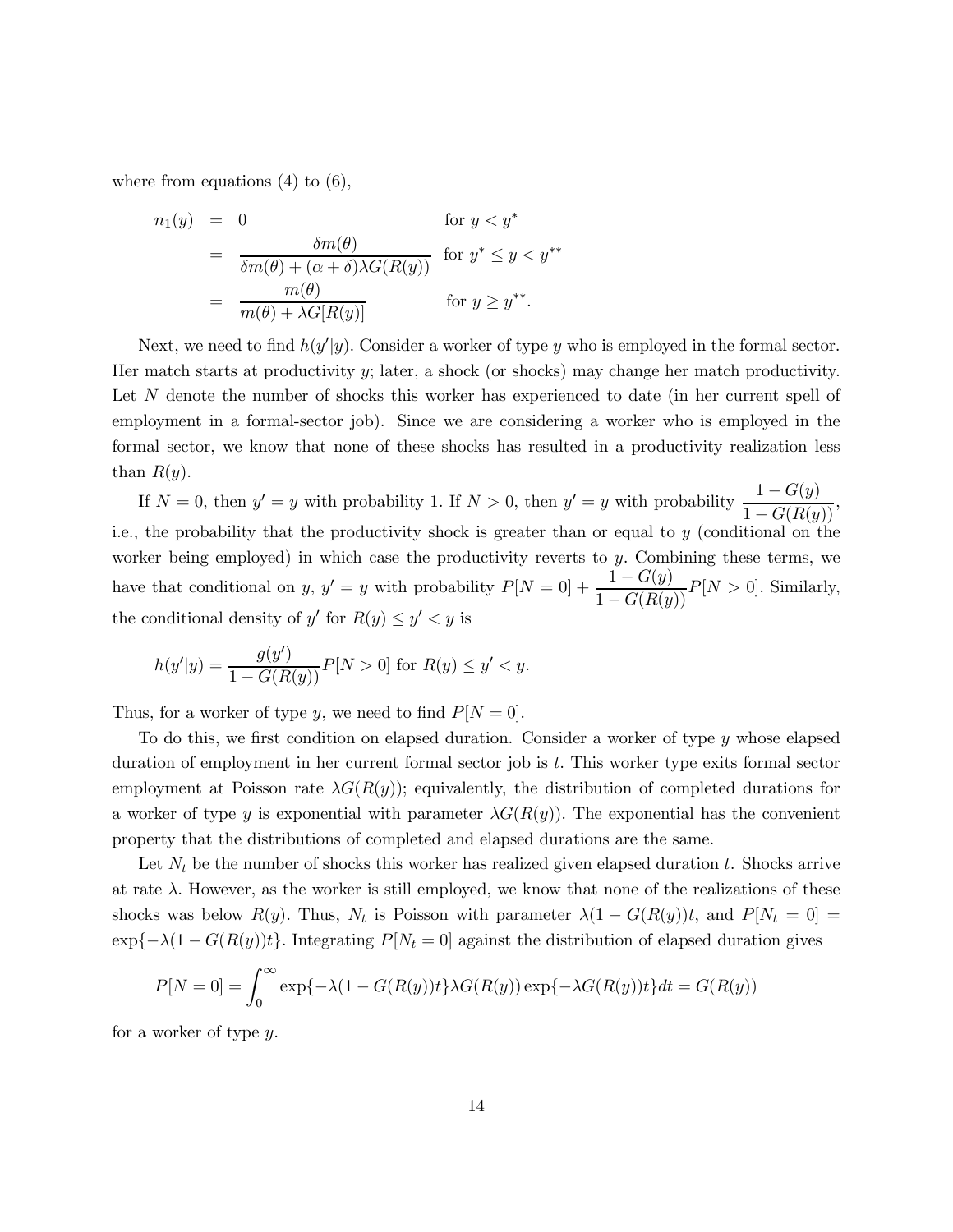where from equations (4) to (6),

$$
\begin{aligned}
n_1(y) &= 0 && \text{for } y < y^* \\
&= \frac{\delta m(\theta)}{\delta m(\theta) + (\alpha + \delta)\lambda G(R(y))} && \text{for } y^* \leq y < y^{**} \\
&= \frac{m(\theta)}{m(\theta) + \lambda G[R(y)]} && \text{for } y \geq y^{**}.
\end{aligned}
$$

Next, we need to find $h(y'|y)$. Consider a worker of type $y$ who is employed in the formal sector. Her match starts at productivity $y$; later, a shock (or shocks) may change her match productivity. Let $N$ denote the number of shocks this worker has experienced to date (in her current spell of employment in a formal-sector job). Since we are considering a worker who is employed in the formal sector, we know that none of these shocks has resulted in a productivity realization less than $R(y)$.

If $N = 0$, then $y' = y$ with probability 1. If $N > 0$, then $y' = y$ with probability $\dfrac{1 - G(y)}{1 - G(R(y))}$, i.e., the probability that the productivity shock is greater than or equal to $y$ (conditional on the worker being employed) in which case the productivity reverts to $y$. Combining these terms, we have that conditional on $y$, $y' = y$ with probability $P[N = 0] + \dfrac{1 - G(y)}{1 - G(R(y))}P[N > 0]$. Similarly, the conditional density of $y'$ for $R(y) \leq y' < y$ is

$$
h(y'|y) = \frac{g(y')}{1 - G(R(y))}P[N > 0] \text{ for } R(y) \leq y' < y.
$$

Thus, for a worker of type $y$, we need to find $P[N = 0]$.

To do this, we first condition on elapsed duration. Consider a worker of type $y$ whose elapsed duration of employment in her current formal sector job is $t$. This worker type exits formal sector employment at Poisson rate $\lambda G(R(y))$; equivalently, the distribution of completed durations for a worker of type $y$ is exponential with parameter $\lambda G(R(y))$. The exponential has the convenient property that the distributions of completed and elapsed durations are the same.

Let $N_t$ be the number of shocks this worker has realized given elapsed duration $t$. Shocks arrive at rate $\lambda$. However, as the worker is still employed, we know that none of the realizations of these shocks was below $R(y)$. Thus, $N_t$ is Poisson with parameter $\lambda(1 - G(R(y))t$, and $P[N_t = 0] = \exp\{-\lambda(1 - G(R(y))t\}$. Integrating $P[N_t = 0]$ against the distribution of elapsed duration gives

$$
P[N = 0] = \int_0^\infty \exp\{-\lambda(1 - G(R(y))t\}\lambda G(R(y)) \exp\{-\lambda G(R(y))t\}dt = G(R(y))
$$

for a worker of type $y$.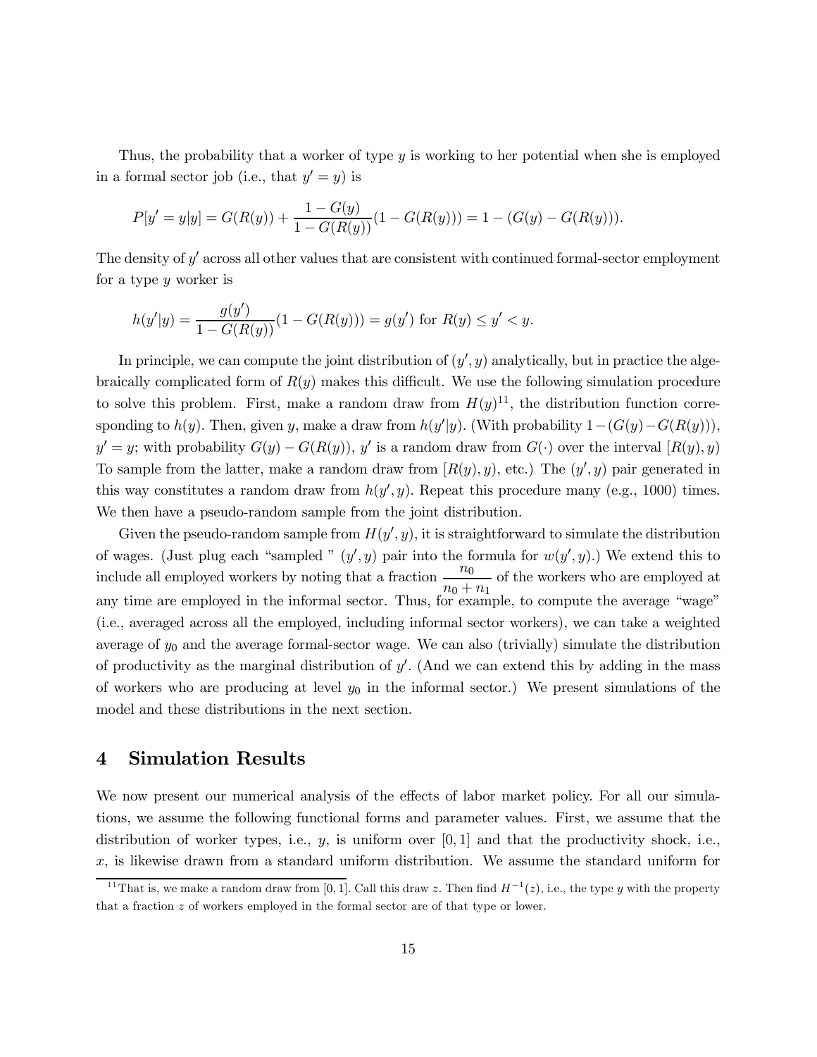Thus, the probability that a worker of type $y$ is working to her potential when she is employed in a formal sector job (i.e., that $y' = y$) is

$$P[y' = y|y] = G(R(y)) + \frac{1 - G(y)}{1 - G(R(y))}(1 - G(R(y))) = 1 - (G(y) - G(R(y))).$$

The density of $y'$ across all other values that are consistent with continued formal-sector employment for a type $y$ worker is

$$h(y'|y) = \frac{g(y')}{1 - G(R(y))}(1 - G(R(y))) = g(y') \text{ for } R(y) \leq y' < y.$$

In principle, we can compute the joint distribution of $(y', y)$ analytically, but in practice the algebraically complicated form of $R(y)$ makes this difficult. We use the following simulation procedure to solve this problem. First, make a random draw from $H(y)$[11], the distribution function corresponding to $h(y)$. Then, given $y$, make a draw from $h(y'|y)$. (With probability $1-(G(y)-G(R(y)))$, $y' = y$; with probability $G(y) - G(R(y))$, $y'$ is a random draw from $G(\cdot)$ over the interval $[R(y), y)$ To sample from the latter, make a random draw from $[R(y), y)$, etc.) The $(y', y)$ pair generated in this way constitutes a random draw from $h(y', y)$. Repeat this procedure many (e.g., 1000) times. We then have a pseudo-random sample from the joint distribution.

Given the pseudo-random sample from $H(y', y)$, it is straightforward to simulate the distribution of wages. (Just plug each "sampled " $(y', y)$ pair into the formula for $w(y', y)$.) We extend this to include all employed workers by noting that a fraction $\frac{n_0}{n_0 + n_1}$ of the workers who are employed at any time are employed in the informal sector. Thus, for example, to compute the average "wage" (i.e., averaged across all the employed, including informal sector workers), we can take a weighted average of $y_0$ and the average formal-sector wage. We can also (trivially) simulate the distribution of productivity as the marginal distribution of $y'$. (And we can extend this by adding in the mass of workers who are producing at level $y_0$ in the informal sector.) We present simulations of the model and these distributions in the next section.

## 4 Simulation Results

We now present our numerical analysis of the effects of labor market policy. For all our simulations, we assume the following functional forms and parameter values. First, we assume that the distribution of worker types, i.e., $y$, is uniform over $[0, 1]$ and that the productivity shock, i.e., $x$, is likewise drawn from a standard uniform distribution. We assume the standard uniform for

[11] That is, we make a random draw from $[0, 1]$. Call this draw $z$. Then find $H^{-1}(z)$, i.e., the type $y$ with the property that a fraction $z$ of workers employed in the formal sector are of that type or lower.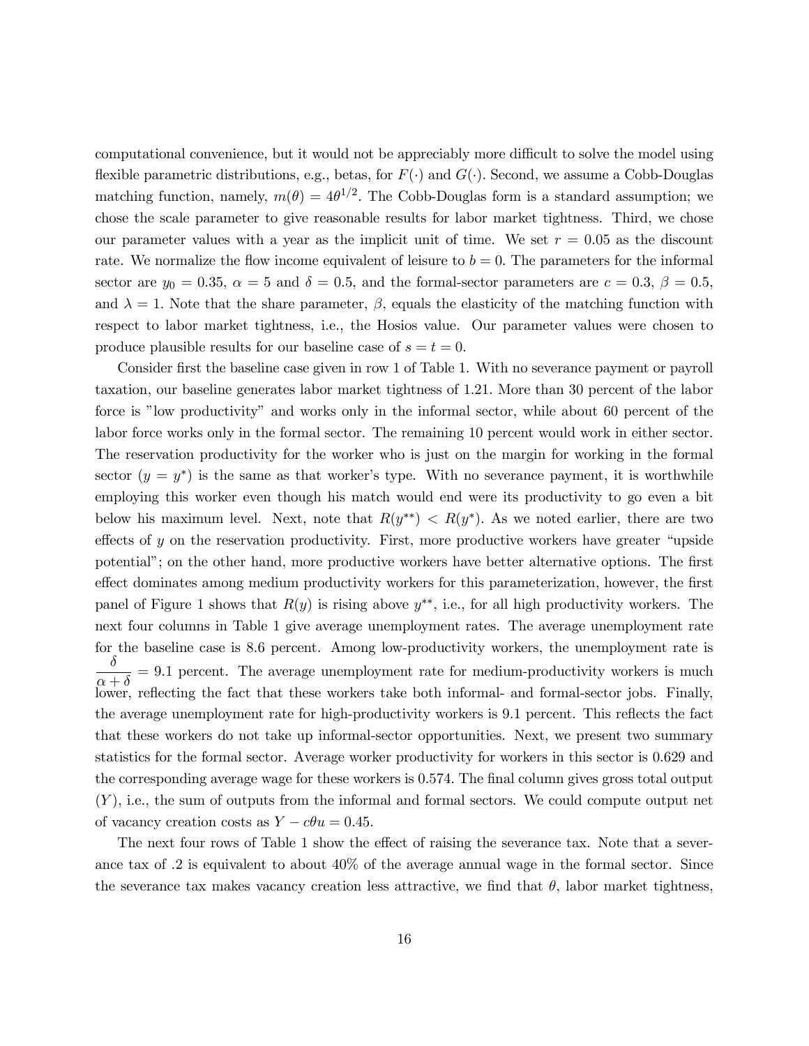computational convenience, but it would not be appreciably more difficult to solve the model using flexible parametric distributions, e.g., betas, for $F(\cdot)$ and $G(\cdot)$. Second, we assume a Cobb-Douglas matching function, namely, $m(\theta) = 4\theta^{1/2}$. The Cobb-Douglas form is a standard assumption; we chose the scale parameter to give reasonable results for labor market tightness. Third, we chose our parameter values with a year as the implicit unit of time. We set $r = 0.05$ as the discount rate. We normalize the flow income equivalent of leisure to $b = 0$. The parameters for the informal sector are $y_0 = 0.35$, $\alpha = 5$ and $\delta = 0.5$, and the formal-sector parameters are $c = 0.3$, $\beta = 0.5$, and $\lambda = 1$. Note that the share parameter, $\beta$, equals the elasticity of the matching function with respect to labor market tightness, i.e., the Hosios value. Our parameter values were chosen to produce plausible results for our baseline case of $s = t = 0$.

Consider first the baseline case given in row 1 of Table 1. With no severance payment or payroll taxation, our baseline generates labor market tightness of 1.21. More than 30 percent of the labor force is "low productivity" and works only in the informal sector, while about 60 percent of the labor force works only in the formal sector. The remaining 10 percent would work in either sector. The reservation productivity for the worker who is just on the margin for working in the formal sector ($y = y^*$) is the same as that worker's type. With no severance payment, it is worthwhile employing this worker even though his match would end were its productivity to go even a bit below his maximum level. Next, note that $R(y^{**}) < R(y^*)$. As we noted earlier, there are two effects of $y$ on the reservation productivity. First, more productive workers have greater "upside potential"; on the other hand, more productive workers have better alternative options. The first effect dominates among medium productivity workers for this parameterization, however, the first panel of Figure 1 shows that $R(y)$ is rising above $y^{**}$, i.e., for all high productivity workers. The next four columns in Table 1 give average unemployment rates. The average unemployment rate for the baseline case is 8.6 percent. Among low-productivity workers, the unemployment rate is $\dfrac{\delta}{\alpha + \delta} = 9.1$ percent. The average unemployment rate for medium-productivity workers is much lower, reflecting the fact that these workers take both informal- and formal-sector jobs. Finally, the average unemployment rate for high-productivity workers is 9.1 percent. This reflects the fact that these workers do not take up informal-sector opportunities. Next, we present two summary statistics for the formal sector. Average worker productivity for workers in this sector is 0.629 and the corresponding average wage for these workers is 0.574. The final column gives gross total output ($Y$), i.e., the sum of outputs from the informal and formal sectors. We could compute output net of vacancy creation costs as $Y - c\theta u = 0.45$.

The next four rows of Table 1 show the effect of raising the severance tax. Note that a severance tax of .2 is equivalent to about 40% of the average annual wage in the formal sector. Since the severance tax makes vacancy creation less attractive, we find that $\theta$, labor market tightness,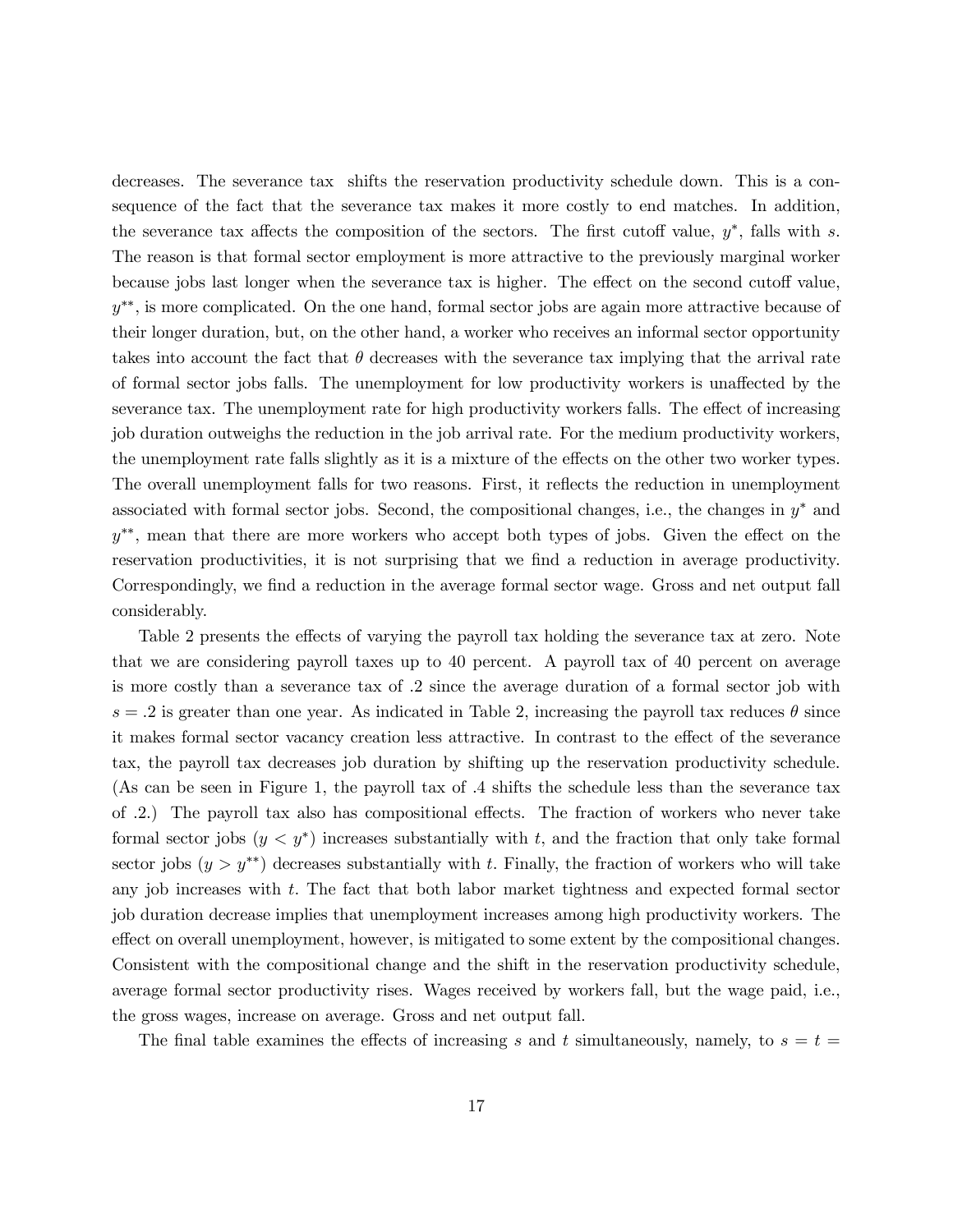decreases. The severance tax shifts the reservation productivity schedule down. This is a consequence of the fact that the severance tax makes it more costly to end matches. In addition, the severance tax affects the composition of the sectors. The first cutoff value, $y^*$, falls with $s$. The reason is that formal sector employment is more attractive to the previously marginal worker because jobs last longer when the severance tax is higher. The effect on the second cutoff value, $y^{**}$, is more complicated. On the one hand, formal sector jobs are again more attractive because of their longer duration, but, on the other hand, a worker who receives an informal sector opportunity takes into account the fact that $\theta$ decreases with the severance tax implying that the arrival rate of formal sector jobs falls. The unemployment for low productivity workers is unaffected by the severance tax. The unemployment rate for high productivity workers falls. The effect of increasing job duration outweighs the reduction in the job arrival rate. For the medium productivity workers, the unemployment rate falls slightly as it is a mixture of the effects on the other two worker types. The overall unemployment falls for two reasons. First, it reflects the reduction in unemployment associated with formal sector jobs. Second, the compositional changes, i.e., the changes in $y^*$ and $y^{**}$, mean that there are more workers who accept both types of jobs. Given the effect on the reservation productivities, it is not surprising that we find a reduction in average productivity. Correspondingly, we find a reduction in the average formal sector wage. Gross and net output fall considerably.

Table 2 presents the effects of varying the payroll tax holding the severance tax at zero. Note that we are considering payroll taxes up to 40 percent. A payroll tax of 40 percent on average is more costly than a severance tax of .2 since the average duration of a formal sector job with $s = .2$ is greater than one year. As indicated in Table 2, increasing the payroll tax reduces $\theta$ since it makes formal sector vacancy creation less attractive. In contrast to the effect of the severance tax, the payroll tax decreases job duration by shifting up the reservation productivity schedule. (As can be seen in Figure 1, the payroll tax of .4 shifts the schedule less than the severance tax of .2.) The payroll tax also has compositional effects. The fraction of workers who never take formal sector jobs ($y < y^*$) increases substantially with $t$, and the fraction that only take formal sector jobs ($y > y^{**}$) decreases substantially with $t$. Finally, the fraction of workers who will take any job increases with $t$. The fact that both labor market tightness and expected formal sector job duration decrease implies that unemployment increases among high productivity workers. The effect on overall unemployment, however, is mitigated to some extent by the compositional changes. Consistent with the compositional change and the shift in the reservation productivity schedule, average formal sector productivity rises. Wages received by workers fall, but the wage paid, i.e., the gross wages, increase on average. Gross and net output fall.

The final table examines the effects of increasing $s$ and $t$ simultaneously, namely, to $s = t =$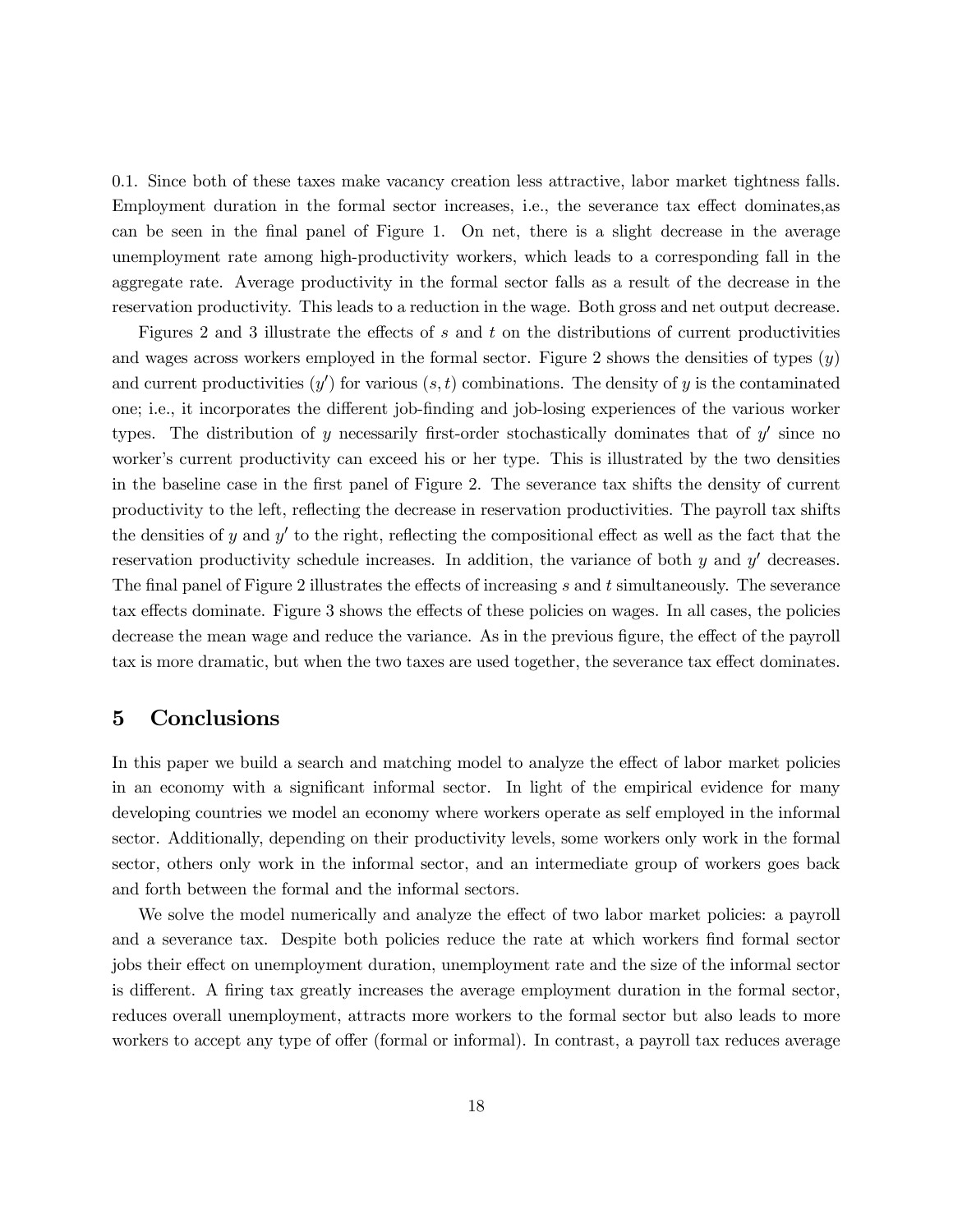0.1. Since both of these taxes make vacancy creation less attractive, labor market tightness falls. Employment duration in the formal sector increases, i.e., the severance tax effect dominates,as can be seen in the final panel of Figure 1. On net, there is a slight decrease in the average unemployment rate among high-productivity workers, which leads to a corresponding fall in the aggregate rate. Average productivity in the formal sector falls as a result of the decrease in the reservation productivity. This leads to a reduction in the wage. Both gross and net output decrease.

Figures 2 and 3 illustrate the effects of $s$ and $t$ on the distributions of current productivities and wages across workers employed in the formal sector. Figure 2 shows the densities of types ($y$) and current productivities ($y'$) for various $(s, t)$ combinations. The density of $y$ is the contaminated one; i.e., it incorporates the different job-finding and job-losing experiences of the various worker types. The distribution of $y$ necessarily first-order stochastically dominates that of $y'$ since no worker's current productivity can exceed his or her type. This is illustrated by the two densities in the baseline case in the first panel of Figure 2. The severance tax shifts the density of current productivity to the left, reflecting the decrease in reservation productivities. The payroll tax shifts the densities of $y$ and $y'$ to the right, reflecting the compositional effect as well as the fact that the reservation productivity schedule increases. In addition, the variance of both $y$ and $y'$ decreases. The final panel of Figure 2 illustrates the effects of increasing $s$ and $t$ simultaneously. The severance tax effects dominate. Figure 3 shows the effects of these policies on wages. In all cases, the policies decrease the mean wage and reduce the variance. As in the previous figure, the effect of the payroll tax is more dramatic, but when the two taxes are used together, the severance tax effect dominates.

## 5 Conclusions

In this paper we build a search and matching model to analyze the effect of labor market policies in an economy with a significant informal sector. In light of the empirical evidence for many developing countries we model an economy where workers operate as self employed in the informal sector. Additionally, depending on their productivity levels, some workers only work in the formal sector, others only work in the informal sector, and an intermediate group of workers goes back and forth between the formal and the informal sectors.

We solve the model numerically and analyze the effect of two labor market policies: a payroll and a severance tax. Despite both policies reduce the rate at which workers find formal sector jobs their effect on unemployment duration, unemployment rate and the size of the informal sector is different. A firing tax greatly increases the average employment duration in the formal sector, reduces overall unemployment, attracts more workers to the formal sector but also leads to more workers to accept any type of offer (formal or informal). In contrast, a payroll tax reduces average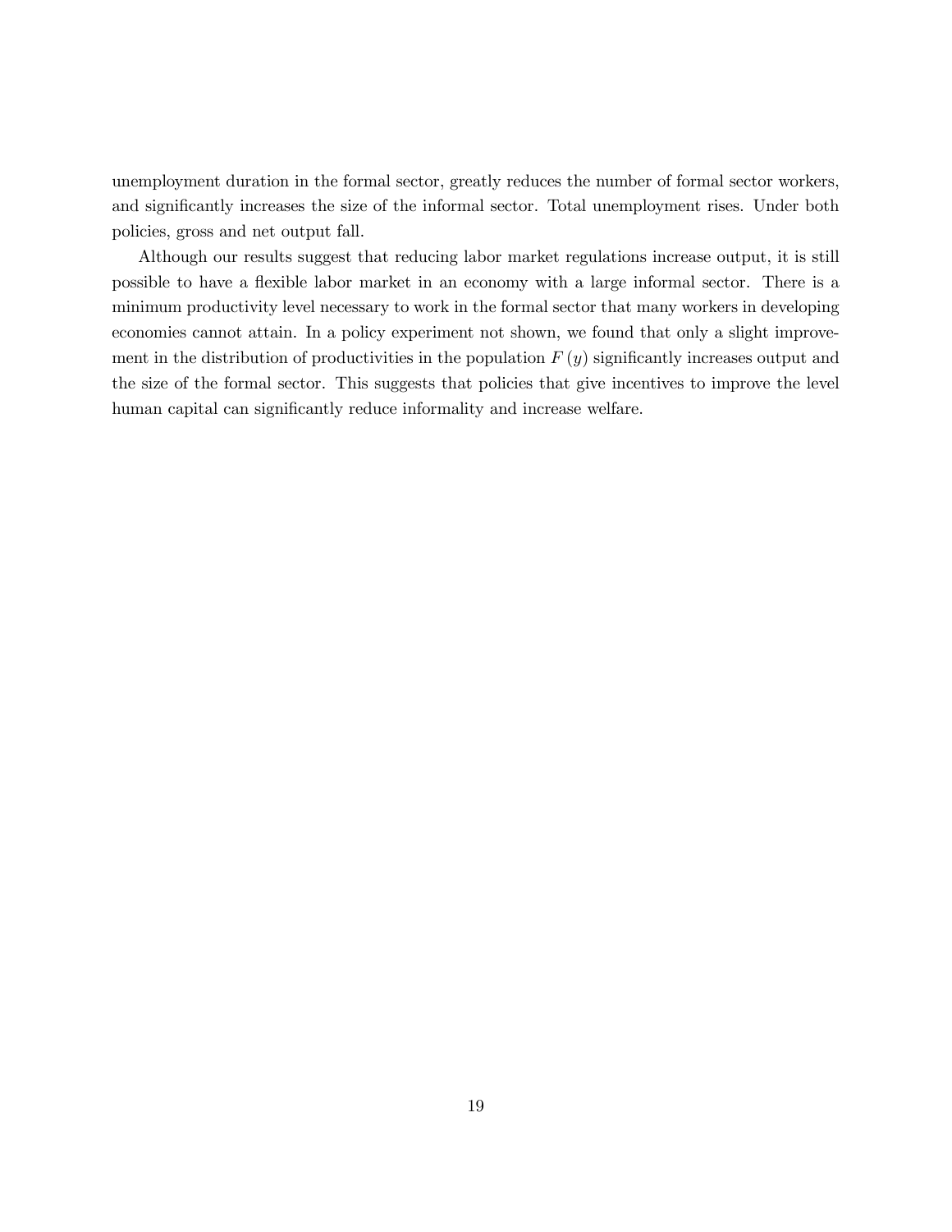unemployment duration in the formal sector, greatly reduces the number of formal sector workers, and significantly increases the size of the informal sector. Total unemployment rises. Under both policies, gross and net output fall.

Although our results suggest that reducing labor market regulations increase output, it is still possible to have a flexible labor market in an economy with a large informal sector. There is a minimum productivity level necessary to work in the formal sector that many workers in developing economies cannot attain. In a policy experiment not shown, we found that only a slight improvement in the distribution of productivities in the population $F(y)$ significantly increases output and the size of the formal sector. This suggests that policies that give incentives to improve the level human capital can significantly reduce informality and increase welfare.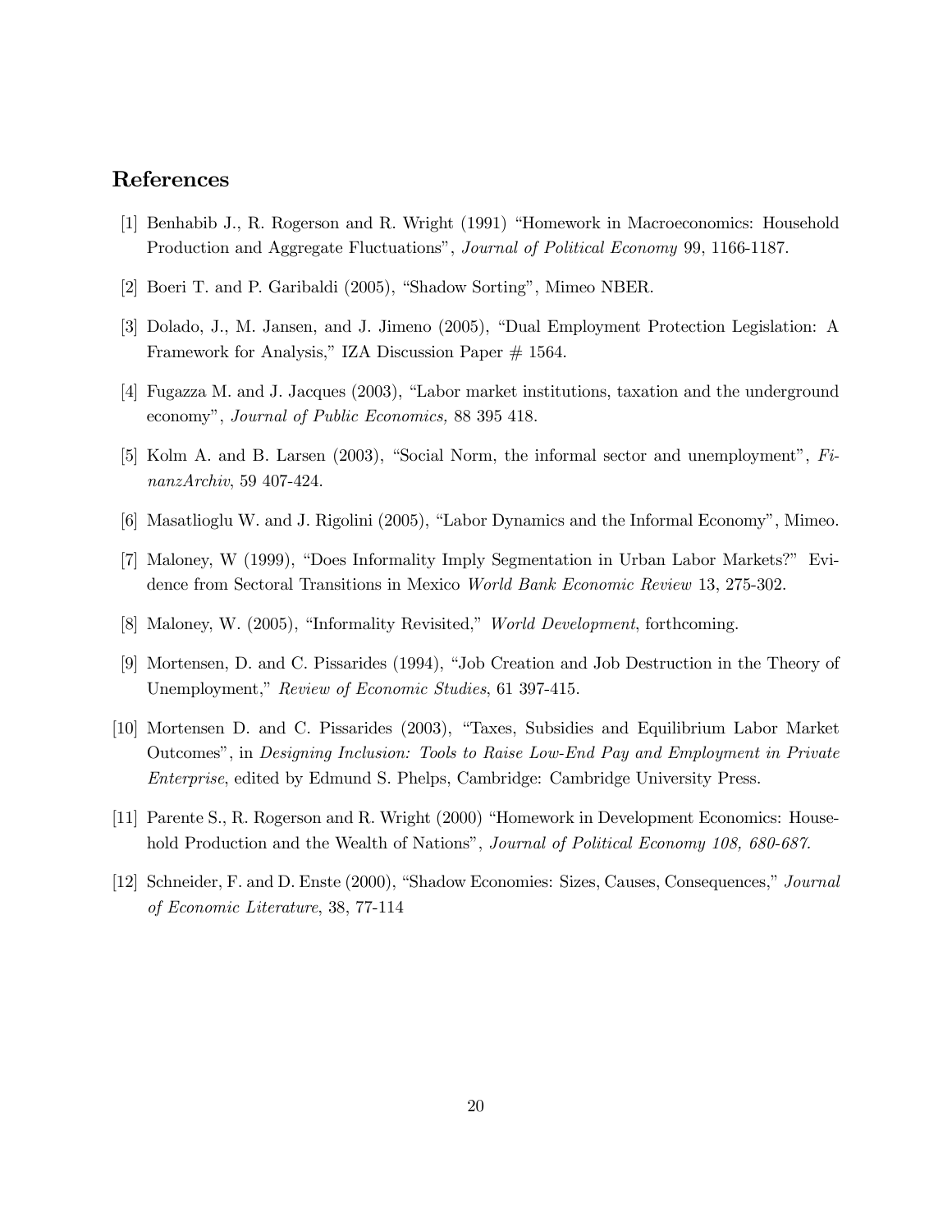## References

[1] Benhabib J., R. Rogerson and R. Wright (1991) "Homework in Macroeconomics: Household Production and Aggregate Fluctuations", *Journal of Political Economy* 99, 1166-1187.

[2] Boeri T. and P. Garibaldi (2005), "Shadow Sorting", Mimeo NBER.

[3] Dolado, J., M. Jansen, and J. Jimeno (2005), "Dual Employment Protection Legislation: A Framework for Analysis," IZA Discussion Paper # 1564.

[4] Fugazza M. and J. Jacques (2003), "Labor market institutions, taxation and the underground economy", *Journal of Public Economics,* 88 395 418.

[5] Kolm A. and B. Larsen (2003), "Social Norm, the informal sector and unemployment", *FinanzArchiv*, 59 407-424.

[6] Masatlioglu W. and J. Rigolini (2005), "Labor Dynamics and the Informal Economy", Mimeo.

[7] Maloney, W (1999), "Does Informality Imply Segmentation in Urban Labor Markets?" Evidence from Sectoral Transitions in Mexico *World Bank Economic Review* 13, 275-302.

[8] Maloney, W. (2005), "Informality Revisited," *World Development*, forthcoming.

[9] Mortensen, D. and C. Pissarides (1994), "Job Creation and Job Destruction in the Theory of Unemployment," *Review of Economic Studies*, 61 397-415.

[10] Mortensen D. and C. Pissarides (2003), "Taxes, Subsidies and Equilibrium Labor Market Outcomes", in *Designing Inclusion: Tools to Raise Low-End Pay and Employment in Private Enterprise*, edited by Edmund S. Phelps, Cambridge: Cambridge University Press.

[11] Parente S., R. Rogerson and R. Wright (2000) "Homework in Development Economics: Household Production and the Wealth of Nations", *Journal of Political Economy 108, 680-687.*

[12] Schneider, F. and D. Enste (2000), "Shadow Economies: Sizes, Causes, Consequences," *Journal of Economic Literature*, 38, 77-114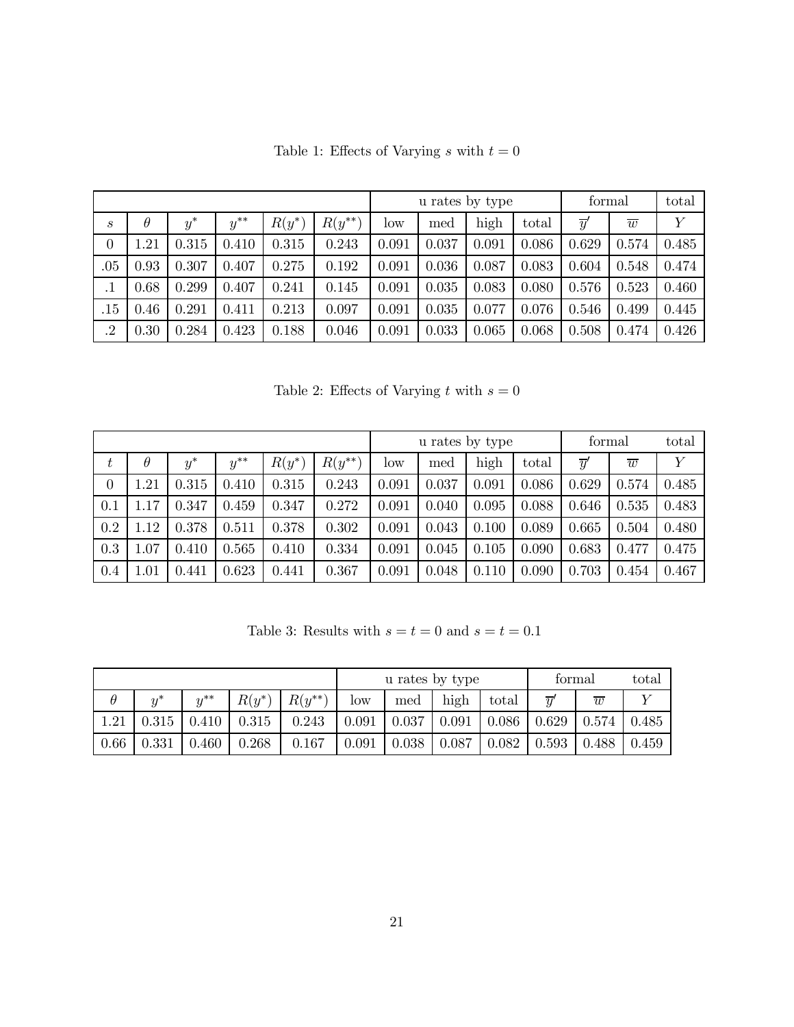Table 1: Effects of Varying $s$ with $t = 0$

| | | | | | | u rates by type | | | | formal | | total |
|---|---|---|---|---|---|---|---|---|---|---|---|---|
| $s$ | $\theta$ | $y^*$ | $y^{**}$ | $R(y^*)$ | $R(y^{**})$ | low | med | high | total | $\overline{y}'$ | $\overline{w}$ | $Y$ |
| 0 | 1.21 | 0.315 | 0.410 | 0.315 | 0.243 | 0.091 | 0.037 | 0.091 | 0.086 | 0.629 | 0.574 | 0.485 |
| .05 | 0.93 | 0.307 | 0.407 | 0.275 | 0.192 | 0.091 | 0.036 | 0.087 | 0.083 | 0.604 | 0.548 | 0.474 |
| .1 | 0.68 | 0.299 | 0.407 | 0.241 | 0.145 | 0.091 | 0.035 | 0.083 | 0.080 | 0.576 | 0.523 | 0.460 |
| .15 | 0.46 | 0.291 | 0.411 | 0.213 | 0.097 | 0.091 | 0.035 | 0.077 | 0.076 | 0.546 | 0.499 | 0.445 |
| .2 | 0.30 | 0.284 | 0.423 | 0.188 | 0.046 | 0.091 | 0.033 | 0.065 | 0.068 | 0.508 | 0.474 | 0.426 |

Table 2: Effects of Varying $t$ with $s = 0$

| | | | | | | u rates by type | | | | formal | | total |
|---|---|---|---|---|---|---|---|---|---|---|---|---|
| $t$ | $\theta$ | $y^*$ | $y^{**}$ | $R(y^*)$ | $R(y^{**})$ | low | med | high | total | $\overline{y}'$ | $\overline{w}$ | $Y$ |
| 0 | 1.21 | 0.315 | 0.410 | 0.315 | 0.243 | 0.091 | 0.037 | 0.091 | 0.086 | 0.629 | 0.574 | 0.485 |
| 0.1 | 1.17 | 0.347 | 0.459 | 0.347 | 0.272 | 0.091 | 0.040 | 0.095 | 0.088 | 0.646 | 0.535 | 0.483 |
| 0.2 | 1.12 | 0.378 | 0.511 | 0.378 | 0.302 | 0.091 | 0.043 | 0.100 | 0.089 | 0.665 | 0.504 | 0.480 |
| 0.3 | 1.07 | 0.410 | 0.565 | 0.410 | 0.334 | 0.091 | 0.045 | 0.105 | 0.090 | 0.683 | 0.477 | 0.475 |
| 0.4 | 1.01 | 0.441 | 0.623 | 0.441 | 0.367 | 0.091 | 0.048 | 0.110 | 0.090 | 0.703 | 0.454 | 0.467 |

Table 3: Results with $s = t = 0$ and $s = t = 0.1$

| | | | | | u rates by type | | | | formal | | total |
|---|---|---|---|---|---|---|---|---|---|---|---|
| $\theta$ | $y^*$ | $y^{**}$ | $R(y^*)$ | $R(y^{**})$ | low | med | high | total | $\overline{y}'$ | $\overline{w}$ | $Y$ |
| 1.21 | 0.315 | 0.410 | 0.315 | 0.243 | 0.091 | 0.037 | 0.091 | 0.086 | 0.629 | 0.574 | 0.485 |
| 0.66 | 0.331 | 0.460 | 0.268 | 0.167 | 0.091 | 0.038 | 0.087 | 0.082 | 0.593 | 0.488 | 0.459 |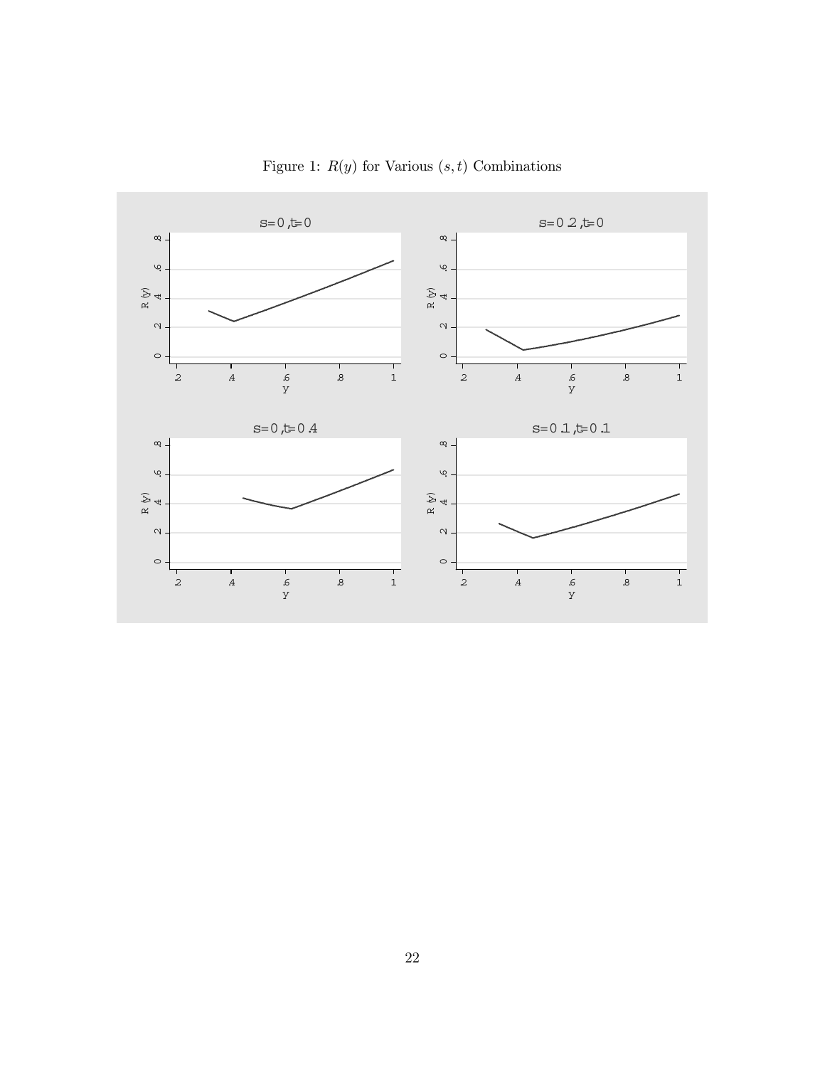Figure 1: $R(y)$ for Various $(s,t)$ Combinations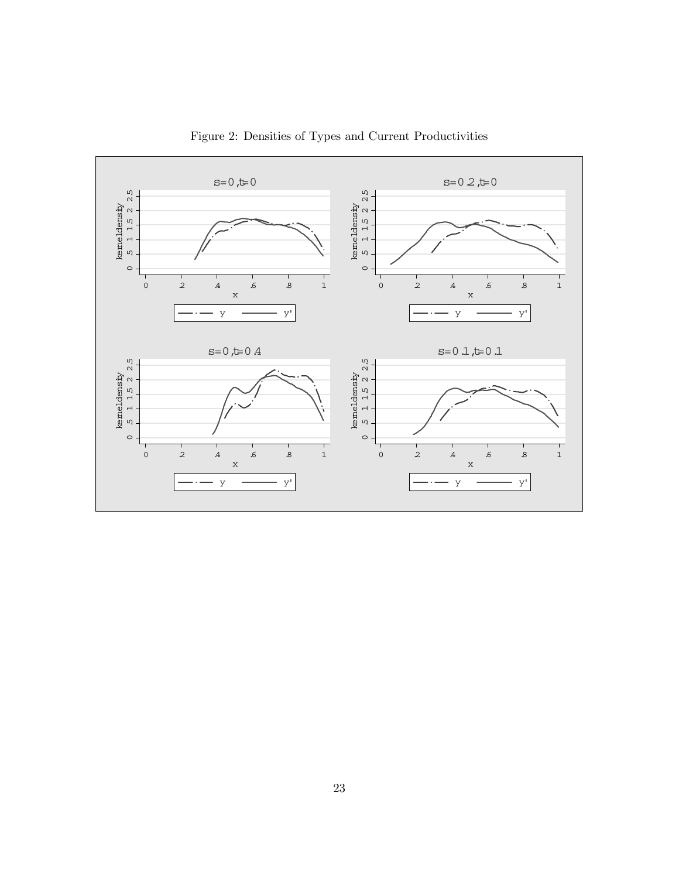Figure 2: Densities of Types and Current Productivities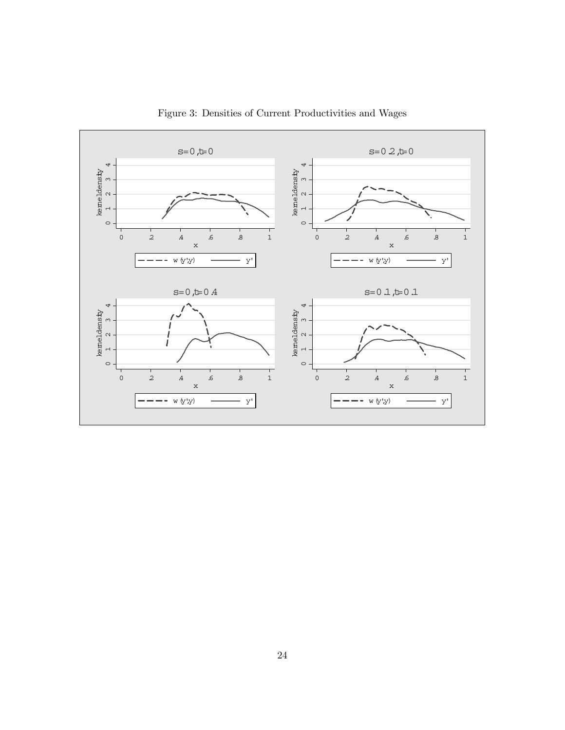Figure 3: Densities of Current Productivities and Wages

s=0,t=0

kerneldensity

0 1 2 3 4

0 .2 .4 .6 .8 1

x

w(y',y) y'

s=0.2,t=0

kerneldensity

0 1 2 3 4

0 .2 .4 .6 .8 1

x

w(y',y) y'

s=0,t=0.4

kerneldensity

0 1 2 3 4

0 .2 .4 .6 .8 1

x

w(y',y) y'

s=0.1,t=0.1

kerneldensity

0 1 2 3 4

0 .2 .4 .6 .8 1

x

w(y',y) y'